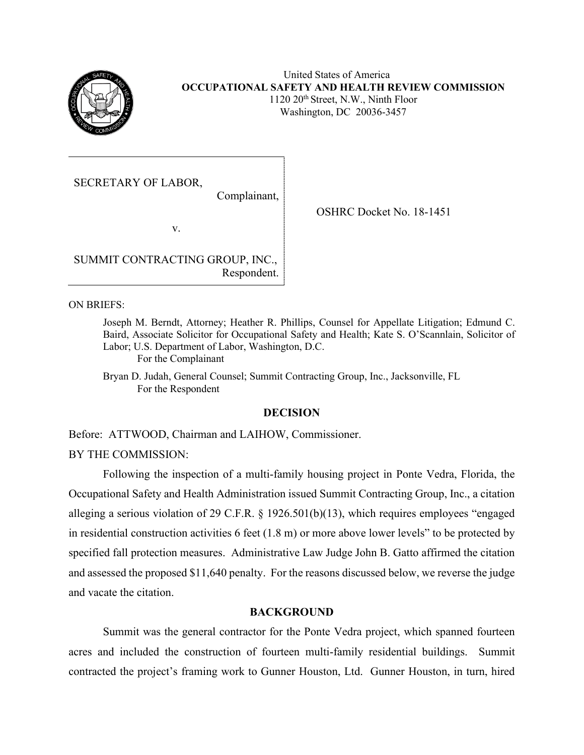United States of America
**OCCUPATIONAL SAFETY AND HEALTH REVIEW COMMISSION**
1120 20th Street, N.W., Ninth Floor
Washington, DC 20036-3457

| | |
|---|---|
| SECRETARY OF LABOR,<br>Complainant,<br><br>v.<br><br>SUMMIT CONTRACTING GROUP, INC.,<br>Respondent. | OSHRC Docket No. 18-1451 |

ON BRIEFS:

Joseph M. Berndt, Attorney; Heather R. Phillips, Counsel for Appellate Litigation; Edmund C. Baird, Associate Solicitor for Occupational Safety and Health; Kate S. O'Scannlain, Solicitor of Labor; U.S. Department of Labor, Washington, D.C.
For the Complainant

Bryan D. Judah, General Counsel; Summit Contracting Group, Inc., Jacksonville, FL
For the Respondent

## DECISION

Before: ATTWOOD, Chairman and LAIHOW, Commissioner.

BY THE COMMISSION:

Following the inspection of a multi-family housing project in Ponte Vedra, Florida, the Occupational Safety and Health Administration issued Summit Contracting Group, Inc., a citation alleging a serious violation of 29 C.F.R. § 1926.501(b)(13), which requires employees "engaged in residential construction activities 6 feet (1.8 m) or more above lower levels" to be protected by specified fall protection measures. Administrative Law Judge John B. Gatto affirmed the citation and assessed the proposed $11,640 penalty. For the reasons discussed below, we reverse the judge and vacate the citation.

## BACKGROUND

Summit was the general contractor for the Ponte Vedra project, which spanned fourteen acres and included the construction of fourteen multi-family residential buildings. Summit contracted the project's framing work to Gunner Houston, Ltd. Gunner Houston, in turn, hired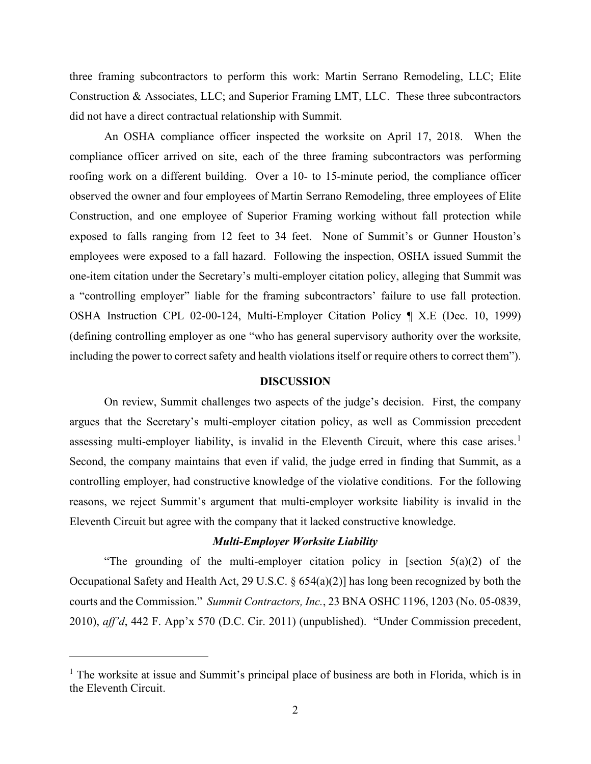three framing subcontractors to perform this work: Martin Serrano Remodeling, LLC; Elite Construction & Associates, LLC; and Superior Framing LMT, LLC. These three subcontractors did not have a direct contractual relationship with Summit.

An OSHA compliance officer inspected the worksite on April 17, 2018. When the compliance officer arrived on site, each of the three framing subcontractors was performing roofing work on a different building. Over a 10- to 15-minute period, the compliance officer observed the owner and four employees of Martin Serrano Remodeling, three employees of Elite Construction, and one employee of Superior Framing working without fall protection while exposed to falls ranging from 12 feet to 34 feet. None of Summit's or Gunner Houston's employees were exposed to a fall hazard. Following the inspection, OSHA issued Summit the one-item citation under the Secretary's multi-employer citation policy, alleging that Summit was a "controlling employer" liable for the framing subcontractors' failure to use fall protection. OSHA Instruction CPL 02-00-124, Multi-Employer Citation Policy ¶ X.E (Dec. 10, 1999) (defining controlling employer as one "who has general supervisory authority over the worksite, including the power to correct safety and health violations itself or require others to correct them").

## DISCUSSION

On review, Summit challenges two aspects of the judge's decision. First, the company argues that the Secretary's multi-employer citation policy, as well as Commission precedent assessing multi-employer liability, is invalid in the Eleventh Circuit, where this case arises.[1] Second, the company maintains that even if valid, the judge erred in finding that Summit, as a controlling employer, had constructive knowledge of the violative conditions. For the following reasons, we reject Summit's argument that multi-employer worksite liability is invalid in the Eleventh Circuit but agree with the company that it lacked constructive knowledge.

### *Multi-Employer Worksite Liability*

"The grounding of the multi-employer citation policy in [section 5(a)(2) of the Occupational Safety and Health Act, 29 U.S.C. § 654(a)(2)] has long been recognized by both the courts and the Commission." *Summit Contractors, Inc.*, 23 BNA OSHC 1196, 1203 (No. 05-0839, 2010), *aff'd*, 442 F. App'x 570 (D.C. Cir. 2011) (unpublished). "Under Commission precedent,

---

[1] The worksite at issue and Summit's principal place of business are both in Florida, which is in the Eleventh Circuit.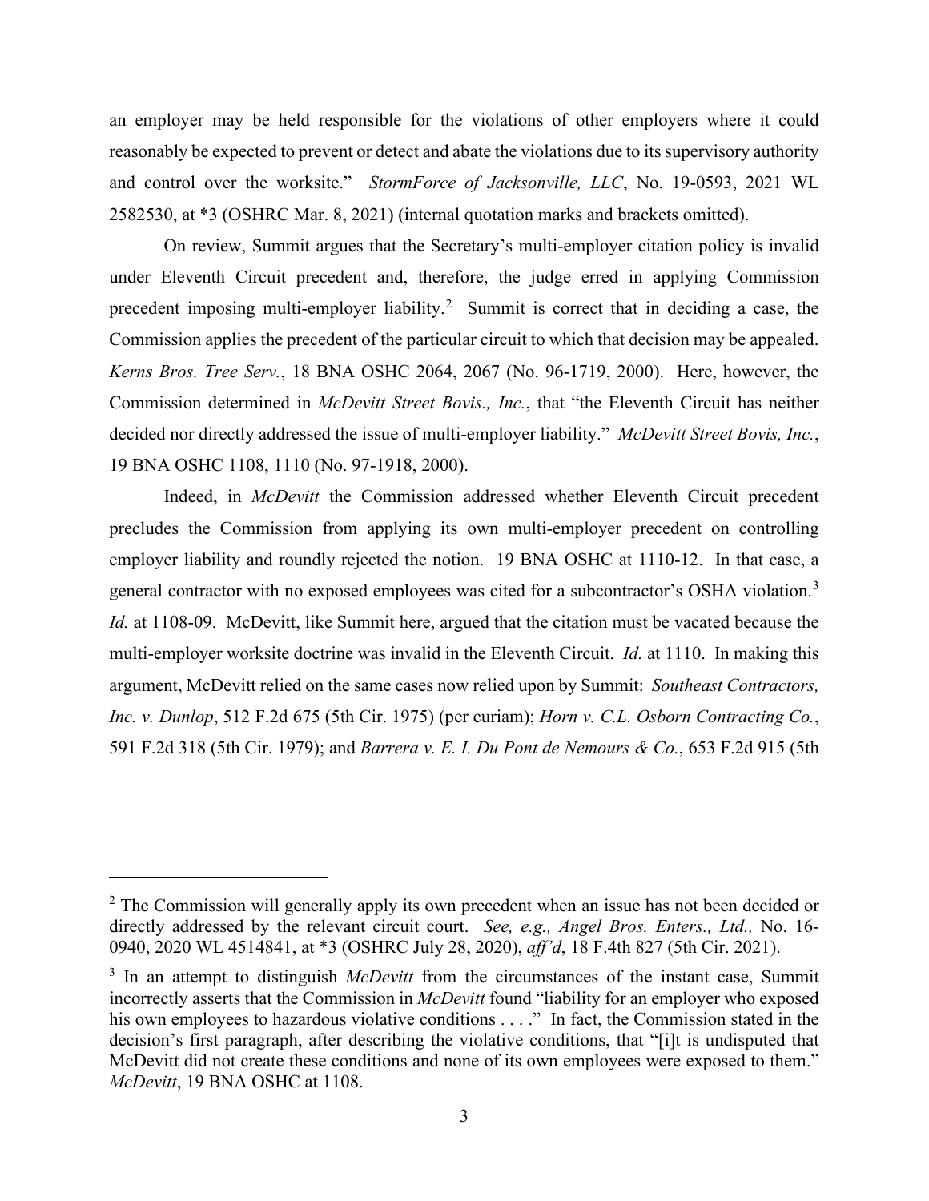an employer may be held responsible for the violations of other employers where it could reasonably be expected to prevent or detect and abate the violations due to its supervisory authority and control over the worksite." *StormForce of Jacksonville, LLC*, No. 19-0593, 2021 WL 2582530, at *3 (OSHRC Mar. 8, 2021) (internal quotation marks and brackets omitted).

On review, Summit argues that the Secretary's multi-employer citation policy is invalid under Eleventh Circuit precedent and, therefore, the judge erred in applying Commission precedent imposing multi-employer liability.[2] Summit is correct that in deciding a case, the Commission applies the precedent of the particular circuit to which that decision may be appealed. *Kerns Bros. Tree Serv.*, 18 BNA OSHC 2064, 2067 (No. 96-1719, 2000). Here, however, the Commission determined in *McDevitt Street Bovis., Inc.*, that "the Eleventh Circuit has neither decided nor directly addressed the issue of multi-employer liability." *McDevitt Street Bovis, Inc.*, 19 BNA OSHC 1108, 1110 (No. 97-1918, 2000).

Indeed, in *McDevitt* the Commission addressed whether Eleventh Circuit precedent precludes the Commission from applying its own multi-employer precedent on controlling employer liability and roundly rejected the notion. 19 BNA OSHC at 1110-12. In that case, a general contractor with no exposed employees was cited for a subcontractor's OSHA violation.[3] *Id.* at 1108-09. McDevitt, like Summit here, argued that the citation must be vacated because the multi-employer worksite doctrine was invalid in the Eleventh Circuit. *Id.* at 1110. In making this argument, McDevitt relied on the same cases now relied upon by Summit: *Southeast Contractors, Inc. v. Dunlop*, 512 F.2d 675 (5th Cir. 1975) (per curiam); *Horn v. C.L. Osborn Contracting Co.*, 591 F.2d 318 (5th Cir. 1979); and *Barrera v. E. I. Du Pont de Nemours & Co.*, 653 F.2d 915 (5th

---

[2] The Commission will generally apply its own precedent when an issue has not been decided or directly addressed by the relevant circuit court. *See, e.g., Angel Bros. Enters., Ltd.,* No. 16-0940, 2020 WL 4514841, at *3 (OSHRC July 28, 2020), *aff'd*, 18 F.4th 827 (5th Cir. 2021).

[3] In an attempt to distinguish *McDevitt* from the circumstances of the instant case, Summit incorrectly asserts that the Commission in *McDevitt* found "liability for an employer who exposed his own employees to hazardous violative conditions . . . ." In fact, the Commission stated in the decision's first paragraph, after describing the violative conditions, that "[i]t is undisputed that McDevitt did not create these conditions and none of its own employees were exposed to them." *McDevitt*, 19 BNA OSHC at 1108.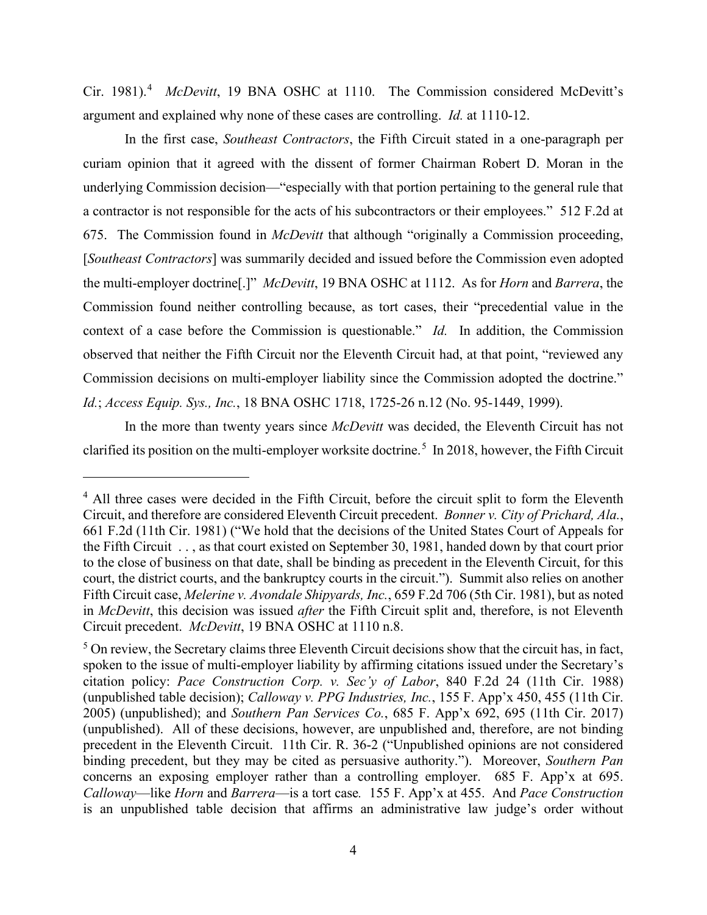Cir. 1981).[4] *McDevitt*, 19 BNA OSHC at 1110. The Commission considered McDevitt's argument and explained why none of these cases are controlling. *Id.* at 1110-12.

In the first case, *Southeast Contractors*, the Fifth Circuit stated in a one-paragraph per curiam opinion that it agreed with the dissent of former Chairman Robert D. Moran in the underlying Commission decision—"especially with that portion pertaining to the general rule that a contractor is not responsible for the acts of his subcontractors or their employees." 512 F.2d at 675. The Commission found in *McDevitt* that although "originally a Commission proceeding, [*Southeast Contractors*] was summarily decided and issued before the Commission even adopted the multi-employer doctrine[.]" *McDevitt*, 19 BNA OSHC at 1112. As for *Horn* and *Barrera*, the Commission found neither controlling because, as tort cases, their "precedential value in the context of a case before the Commission is questionable." *Id.* In addition, the Commission observed that neither the Fifth Circuit nor the Eleventh Circuit had, at that point, "reviewed any Commission decisions on multi-employer liability since the Commission adopted the doctrine." *Id.*; *Access Equip. Sys., Inc.*, 18 BNA OSHC 1718, 1725-26 n.12 (No. 95-1449, 1999).

In the more than twenty years since *McDevitt* was decided, the Eleventh Circuit has not clarified its position on the multi-employer worksite doctrine.[5] In 2018, however, the Fifth Circuit

---

[4] All three cases were decided in the Fifth Circuit, before the circuit split to form the Eleventh Circuit, and therefore are considered Eleventh Circuit precedent. *Bonner v. City of Prichard, Ala.*, 661 F.2d (11th Cir. 1981) ("We hold that the decisions of the United States Court of Appeals for the Fifth Circuit . . , as that court existed on September 30, 1981, handed down by that court prior to the close of business on that date, shall be binding as precedent in the Eleventh Circuit, for this court, the district courts, and the bankruptcy courts in the circuit."). Summit also relies on another Fifth Circuit case, *Melerine v. Avondale Shipyards, Inc.*, 659 F.2d 706 (5th Cir. 1981), but as noted in *McDevitt*, this decision was issued *after* the Fifth Circuit split and, therefore, is not Eleventh Circuit precedent. *McDevitt*, 19 BNA OSHC at 1110 n.8.

[5] On review, the Secretary claims three Eleventh Circuit decisions show that the circuit has, in fact, spoken to the issue of multi-employer liability by affirming citations issued under the Secretary's citation policy: *Pace Construction Corp. v. Sec'y of Labor*, 840 F.2d 24 (11th Cir. 1988) (unpublished table decision); *Calloway v. PPG Industries, Inc.*, 155 F. App'x 450, 455 (11th Cir. 2005) (unpublished); and *Southern Pan Services Co.*, 685 F. App'x 692, 695 (11th Cir. 2017) (unpublished). All of these decisions, however, are unpublished and, therefore, are not binding precedent in the Eleventh Circuit. 11th Cir. R. 36-2 ("Unpublished opinions are not considered binding precedent, but they may be cited as persuasive authority."). Moreover, *Southern Pan* concerns an exposing employer rather than a controlling employer. 685 F. App'x at 695. *Calloway*—like *Horn* and *Barrera*—is a tort case*.* 155 F. App'x at 455. And *Pace Construction* is an unpublished table decision that affirms an administrative law judge's order without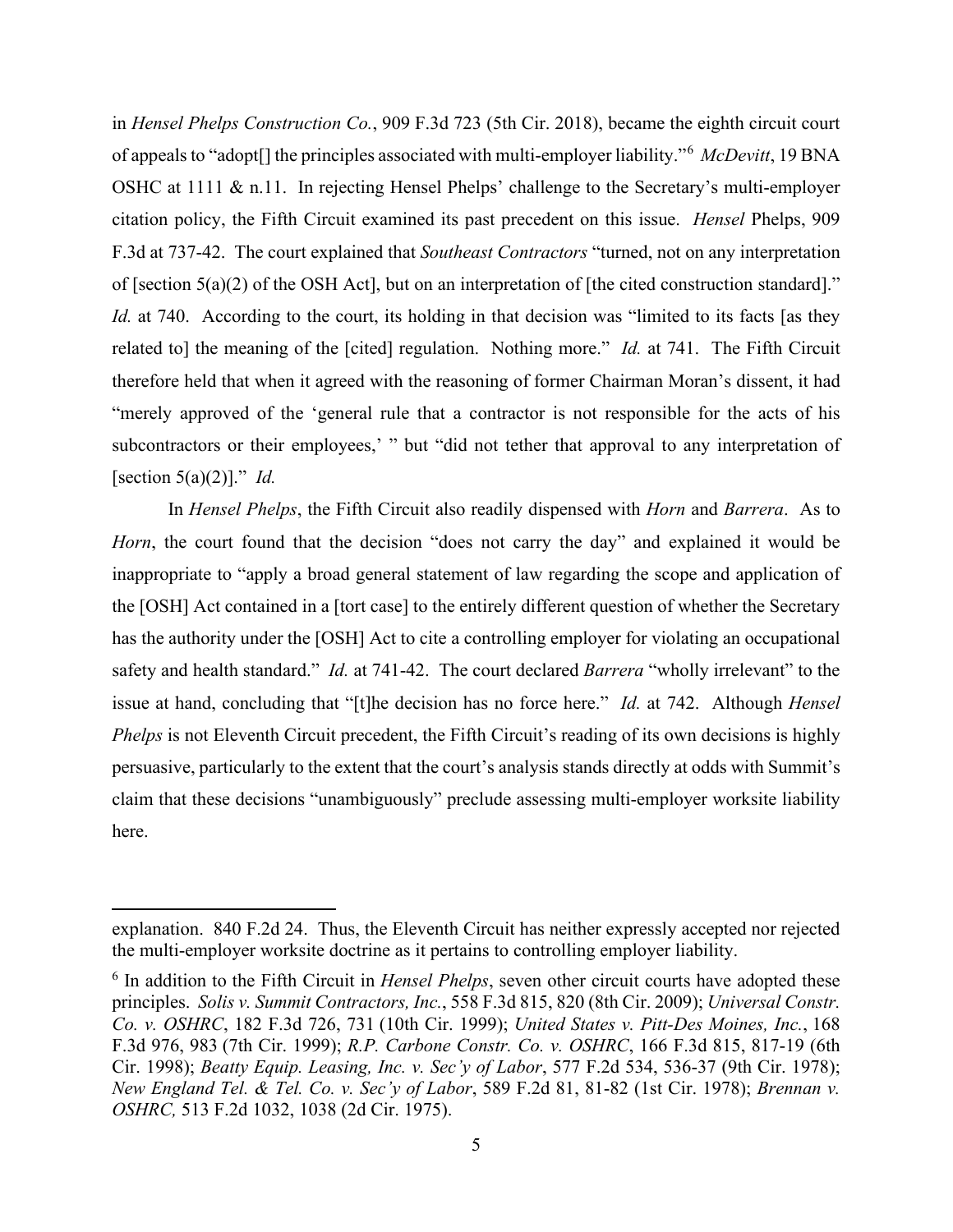in *Hensel Phelps Construction Co.*, 909 F.3d 723 (5th Cir. 2018), became the eighth circuit court of appeals to "adopt[] the principles associated with multi-employer liability."[6] *McDevitt*, 19 BNA OSHC at 1111 & n.11. In rejecting Hensel Phelps' challenge to the Secretary's multi-employer citation policy, the Fifth Circuit examined its past precedent on this issue. *Hensel* Phelps, 909 F.3d at 737-42. The court explained that *Southeast Contractors* "turned, not on any interpretation of [section 5(a)(2) of the OSH Act], but on an interpretation of [the cited construction standard]." *Id.* at 740. According to the court, its holding in that decision was "limited to its facts [as they related to] the meaning of the [cited] regulation. Nothing more." *Id.* at 741. The Fifth Circuit therefore held that when it agreed with the reasoning of former Chairman Moran's dissent, it had "merely approved of the 'general rule that a contractor is not responsible for the acts of his subcontractors or their employees,' " but "did not tether that approval to any interpretation of [section 5(a)(2)]." *Id.*

In *Hensel Phelps*, the Fifth Circuit also readily dispensed with *Horn* and *Barrera*. As to *Horn*, the court found that the decision "does not carry the day" and explained it would be inappropriate to "apply a broad general statement of law regarding the scope and application of the [OSH] Act contained in a [tort case] to the entirely different question of whether the Secretary has the authority under the [OSH] Act to cite a controlling employer for violating an occupational safety and health standard." *Id.* at 741-42. The court declared *Barrera* "wholly irrelevant" to the issue at hand, concluding that "[t]he decision has no force here." *Id.* at 742. Although *Hensel Phelps* is not Eleventh Circuit precedent, the Fifth Circuit's reading of its own decisions is highly persuasive, particularly to the extent that the court's analysis stands directly at odds with Summit's claim that these decisions "unambiguously" preclude assessing multi-employer worksite liability here.

---

explanation. 840 F.2d 24. Thus, the Eleventh Circuit has neither expressly accepted nor rejected the multi-employer worksite doctrine as it pertains to controlling employer liability.

[6] In addition to the Fifth Circuit in *Hensel Phelps*, seven other circuit courts have adopted these principles. *Solis v. Summit Contractors, Inc.*, 558 F.3d 815, 820 (8th Cir. 2009); *Universal Constr. Co. v. OSHRC*, 182 F.3d 726, 731 (10th Cir. 1999); *United States v. Pitt-Des Moines, Inc.*, 168 F.3d 976, 983 (7th Cir. 1999); *R.P. Carbone Constr. Co. v. OSHRC*, 166 F.3d 815, 817-19 (6th Cir. 1998); *Beatty Equip. Leasing, Inc. v. Sec'y of Labor*, 577 F.2d 534, 536-37 (9th Cir. 1978); *New England Tel. & Tel. Co. v. Sec'y of Labor*, 589 F.2d 81, 81-82 (1st Cir. 1978); *Brennan v. OSHRC,* 513 F.2d 1032, 1038 (2d Cir. 1975).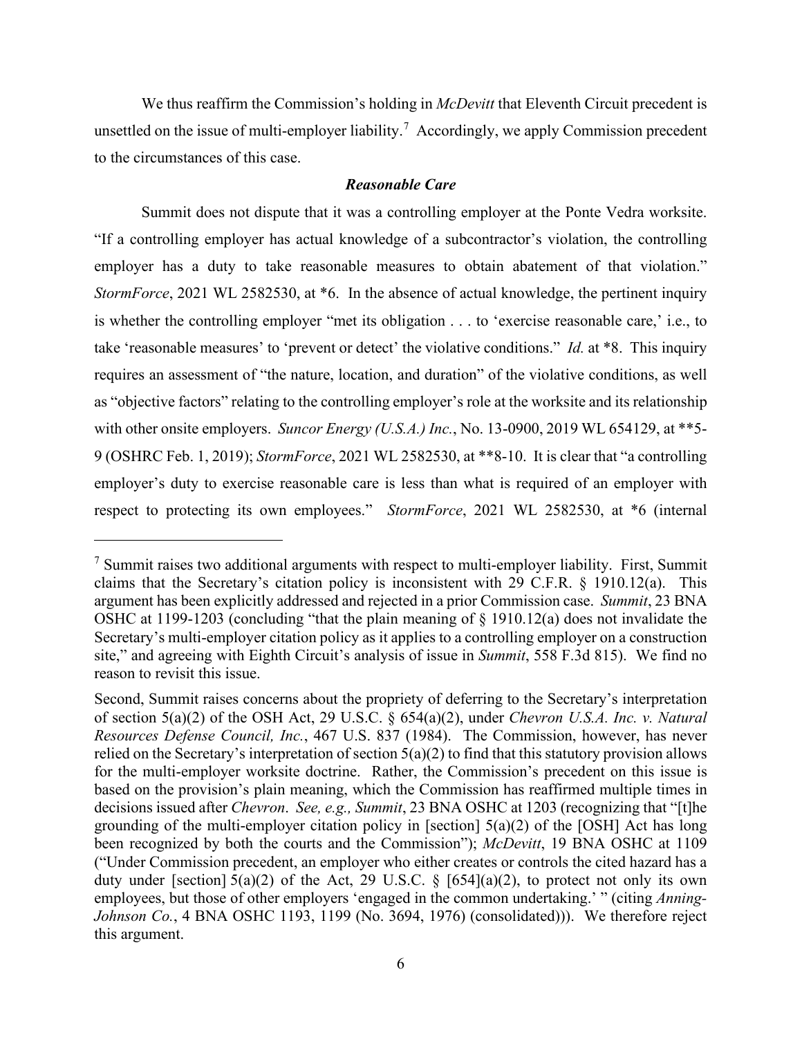We thus reaffirm the Commission's holding in *McDevitt* that Eleventh Circuit precedent is unsettled on the issue of multi-employer liability.[7] Accordingly, we apply Commission precedent to the circumstances of this case.

### ***Reasonable Care***

Summit does not dispute that it was a controlling employer at the Ponte Vedra worksite. "If a controlling employer has actual knowledge of a subcontractor's violation, the controlling employer has a duty to take reasonable measures to obtain abatement of that violation." *StormForce*, 2021 WL 2582530, at *6. In the absence of actual knowledge, the pertinent inquiry is whether the controlling employer "met its obligation . . . to 'exercise reasonable care,' i.e., to take 'reasonable measures' to 'prevent or detect' the violative conditions." *Id.* at *8. This inquiry requires an assessment of "the nature, location, and duration" of the violative conditions, as well as "objective factors" relating to the controlling employer's role at the worksite and its relationship with other onsite employers. *Suncor Energy (U.S.A.) Inc.*, No. 13-0900, 2019 WL 654129, at **5-9 (OSHRC Feb. 1, 2019); *StormForce*, 2021 WL 2582530, at **8-10. It is clear that "a controlling employer's duty to exercise reasonable care is less than what is required of an employer with respect to protecting its own employees." *StormForce*, 2021 WL 2582530, at *6 (internal

---

[7] Summit raises two additional arguments with respect to multi-employer liability. First, Summit claims that the Secretary's citation policy is inconsistent with 29 C.F.R. § 1910.12(a). This argument has been explicitly addressed and rejected in a prior Commission case. *Summit*, 23 BNA OSHC at 1199-1203 (concluding "that the plain meaning of § 1910.12(a) does not invalidate the Secretary's multi-employer citation policy as it applies to a controlling employer on a construction site," and agreeing with Eighth Circuit's analysis of issue in *Summit*, 558 F.3d 815). We find no reason to revisit this issue.

Second, Summit raises concerns about the propriety of deferring to the Secretary's interpretation of section 5(a)(2) of the OSH Act, 29 U.S.C. § 654(a)(2), under *Chevron U.S.A. Inc. v. Natural Resources Defense Council, Inc.*, 467 U.S. 837 (1984). The Commission, however, has never relied on the Secretary's interpretation of section 5(a)(2) to find that this statutory provision allows for the multi-employer worksite doctrine. Rather, the Commission's precedent on this issue is based on the provision's plain meaning, which the Commission has reaffirmed multiple times in decisions issued after *Chevron*. *See, e.g., Summit*, 23 BNA OSHC at 1203 (recognizing that "[t]he grounding of the multi-employer citation policy in [section] 5(a)(2) of the [OSH] Act has long been recognized by both the courts and the Commission"); *McDevitt*, 19 BNA OSHC at 1109 ("Under Commission precedent, an employer who either creates or controls the cited hazard has a duty under [section] 5(a)(2) of the Act, 29 U.S.C. § [654](a)(2), to protect not only its own employees, but those of other employers 'engaged in the common undertaking.' " (citing *Anning-Johnson Co.*, 4 BNA OSHC 1193, 1199 (No. 3694, 1976) (consolidated))). We therefore reject this argument.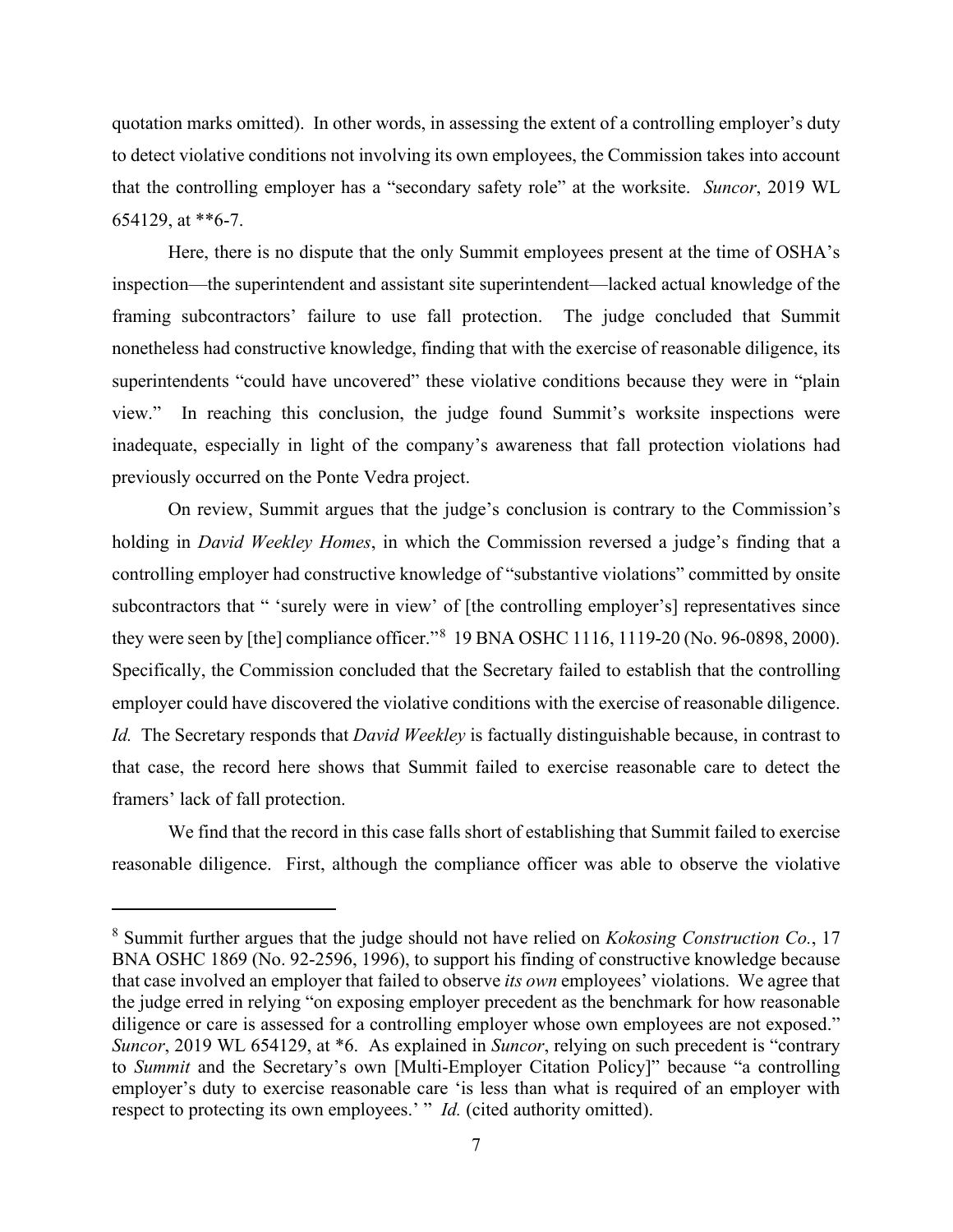quotation marks omitted). In other words, in assessing the extent of a controlling employer's duty to detect violative conditions not involving its own employees, the Commission takes into account that the controlling employer has a "secondary safety role" at the worksite. *Suncor*, 2019 WL 654129, at **6-7.

Here, there is no dispute that the only Summit employees present at the time of OSHA's inspection—the superintendent and assistant site superintendent—lacked actual knowledge of the framing subcontractors' failure to use fall protection. The judge concluded that Summit nonetheless had constructive knowledge, finding that with the exercise of reasonable diligence, its superintendents "could have uncovered" these violative conditions because they were in "plain view." In reaching this conclusion, the judge found Summit's worksite inspections were inadequate, especially in light of the company's awareness that fall protection violations had previously occurred on the Ponte Vedra project.

On review, Summit argues that the judge's conclusion is contrary to the Commission's holding in *David Weekley Homes*, in which the Commission reversed a judge's finding that a controlling employer had constructive knowledge of "substantive violations" committed by onsite subcontractors that " 'surely were in view' of [the controlling employer's] representatives since they were seen by [the] compliance officer."[8] 19 BNA OSHC 1116, 1119-20 (No. 96-0898, 2000). Specifically, the Commission concluded that the Secretary failed to establish that the controlling employer could have discovered the violative conditions with the exercise of reasonable diligence. *Id.* The Secretary responds that *David Weekley* is factually distinguishable because, in contrast to that case, the record here shows that Summit failed to exercise reasonable care to detect the framers' lack of fall protection.

We find that the record in this case falls short of establishing that Summit failed to exercise reasonable diligence. First, although the compliance officer was able to observe the violative

---

[8] Summit further argues that the judge should not have relied on *Kokosing Construction Co.*, 17 BNA OSHC 1869 (No. 92-2596, 1996), to support his finding of constructive knowledge because that case involved an employer that failed to observe *its own* employees' violations. We agree that the judge erred in relying "on exposing employer precedent as the benchmark for how reasonable diligence or care is assessed for a controlling employer whose own employees are not exposed." *Suncor*, 2019 WL 654129, at *6. As explained in *Suncor*, relying on such precedent is "contrary to *Summit* and the Secretary's own [Multi-Employer Citation Policy]" because "a controlling employer's duty to exercise reasonable care 'is less than what is required of an employer with respect to protecting its own employees.' " *Id.* (cited authority omitted).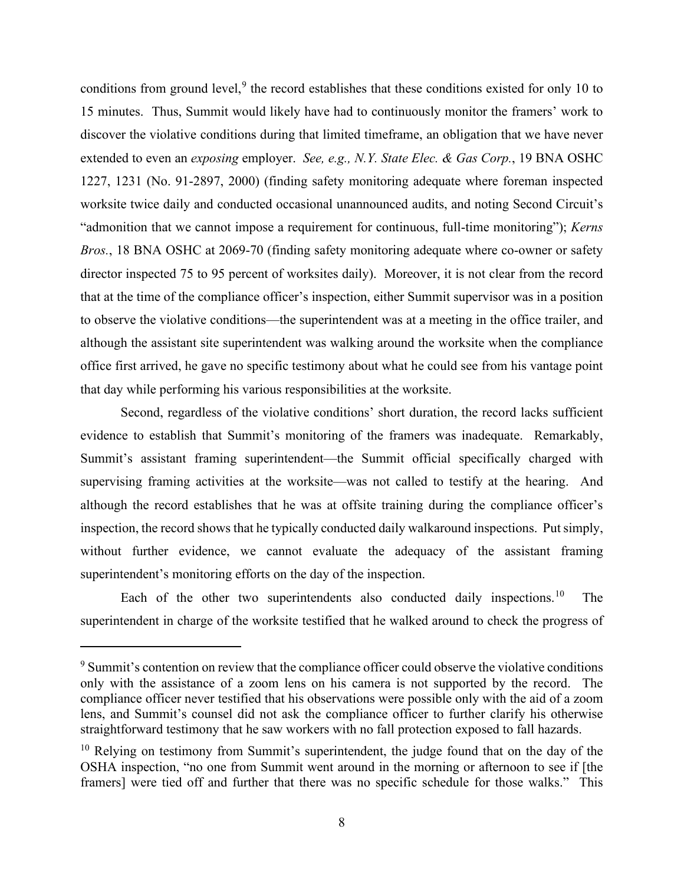conditions from ground level,[9] the record establishes that these conditions existed for only 10 to 15 minutes. Thus, Summit would likely have had to continuously monitor the framers' work to discover the violative conditions during that limited timeframe, an obligation that we have never extended to even an *exposing* employer. *See, e.g., N.Y. State Elec. & Gas Corp.*, 19 BNA OSHC 1227, 1231 (No. 91-2897, 2000) (finding safety monitoring adequate where foreman inspected worksite twice daily and conducted occasional unannounced audits, and noting Second Circuit's "admonition that we cannot impose a requirement for continuous, full-time monitoring"); *Kerns Bros.*, 18 BNA OSHC at 2069-70 (finding safety monitoring adequate where co-owner or safety director inspected 75 to 95 percent of worksites daily). Moreover, it is not clear from the record that at the time of the compliance officer's inspection, either Summit supervisor was in a position to observe the violative conditions—the superintendent was at a meeting in the office trailer, and although the assistant site superintendent was walking around the worksite when the compliance office first arrived, he gave no specific testimony about what he could see from his vantage point that day while performing his various responsibilities at the worksite.

Second, regardless of the violative conditions' short duration, the record lacks sufficient evidence to establish that Summit's monitoring of the framers was inadequate. Remarkably, Summit's assistant framing superintendent—the Summit official specifically charged with supervising framing activities at the worksite—was not called to testify at the hearing. And although the record establishes that he was at offsite training during the compliance officer's inspection, the record shows that he typically conducted daily walkaround inspections. Put simply, without further evidence, we cannot evaluate the adequacy of the assistant framing superintendent's monitoring efforts on the day of the inspection.

Each of the other two superintendents also conducted daily inspections.[10] The superintendent in charge of the worksite testified that he walked around to check the progress of

[9] Summit's contention on review that the compliance officer could observe the violative conditions only with the assistance of a zoom lens on his camera is not supported by the record. The compliance officer never testified that his observations were possible only with the aid of a zoom lens, and Summit's counsel did not ask the compliance officer to further clarify his otherwise straightforward testimony that he saw workers with no fall protection exposed to fall hazards.

[10] Relying on testimony from Summit's superintendent, the judge found that on the day of the OSHA inspection, "no one from Summit went around in the morning or afternoon to see if [the framers] were tied off and further that there was no specific schedule for those walks." This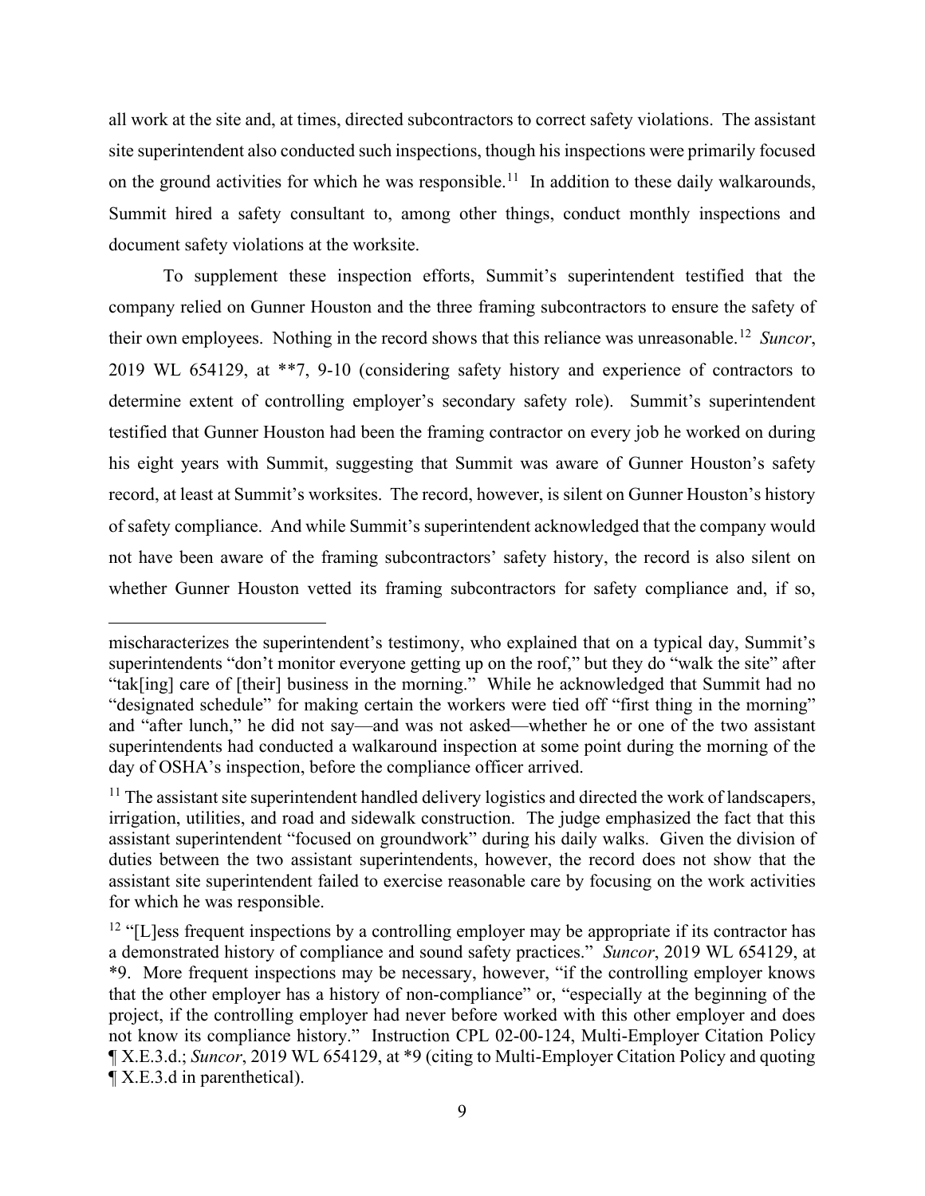all work at the site and, at times, directed subcontractors to correct safety violations. The assistant site superintendent also conducted such inspections, though his inspections were primarily focused on the ground activities for which he was responsible.[11] In addition to these daily walkarounds, Summit hired a safety consultant to, among other things, conduct monthly inspections and document safety violations at the worksite.

To supplement these inspection efforts, Summit's superintendent testified that the company relied on Gunner Houston and the three framing subcontractors to ensure the safety of their own employees. Nothing in the record shows that this reliance was unreasonable.[12] *Suncor*, 2019 WL 654129, at **7, 9-10 (considering safety history and experience of contractors to determine extent of controlling employer's secondary safety role). Summit's superintendent testified that Gunner Houston had been the framing contractor on every job he worked on during his eight years with Summit, suggesting that Summit was aware of Gunner Houston's safety record, at least at Summit's worksites. The record, however, is silent on Gunner Houston's history of safety compliance. And while Summit's superintendent acknowledged that the company would not have been aware of the framing subcontractors' safety history, the record is also silent on whether Gunner Houston vetted its framing subcontractors for safety compliance and, if so,

---

mischaracterizes the superintendent's testimony, who explained that on a typical day, Summit's superintendents "don't monitor everyone getting up on the roof," but they do "walk the site" after "tak[ing] care of [their] business in the morning." While he acknowledged that Summit had no "designated schedule" for making certain the workers were tied off "first thing in the morning" and "after lunch," he did not say—and was not asked—whether he or one of the two assistant superintendents had conducted a walkaround inspection at some point during the morning of the day of OSHA's inspection, before the compliance officer arrived.

[11] The assistant site superintendent handled delivery logistics and directed the work of landscapers, irrigation, utilities, and road and sidewalk construction. The judge emphasized the fact that this assistant superintendent "focused on groundwork" during his daily walks. Given the division of duties between the two assistant superintendents, however, the record does not show that the assistant site superintendent failed to exercise reasonable care by focusing on the work activities for which he was responsible.

[12] "[L]ess frequent inspections by a controlling employer may be appropriate if its contractor has a demonstrated history of compliance and sound safety practices." *Suncor*, 2019 WL 654129, at *9. More frequent inspections may be necessary, however, "if the controlling employer knows that the other employer has a history of non-compliance" or, "especially at the beginning of the project, if the controlling employer had never before worked with this other employer and does not know its compliance history." Instruction CPL 02-00-124, Multi-Employer Citation Policy ¶ X.E.3.d.; *Suncor*, 2019 WL 654129, at *9 (citing to Multi-Employer Citation Policy and quoting ¶ X.E.3.d in parenthetical).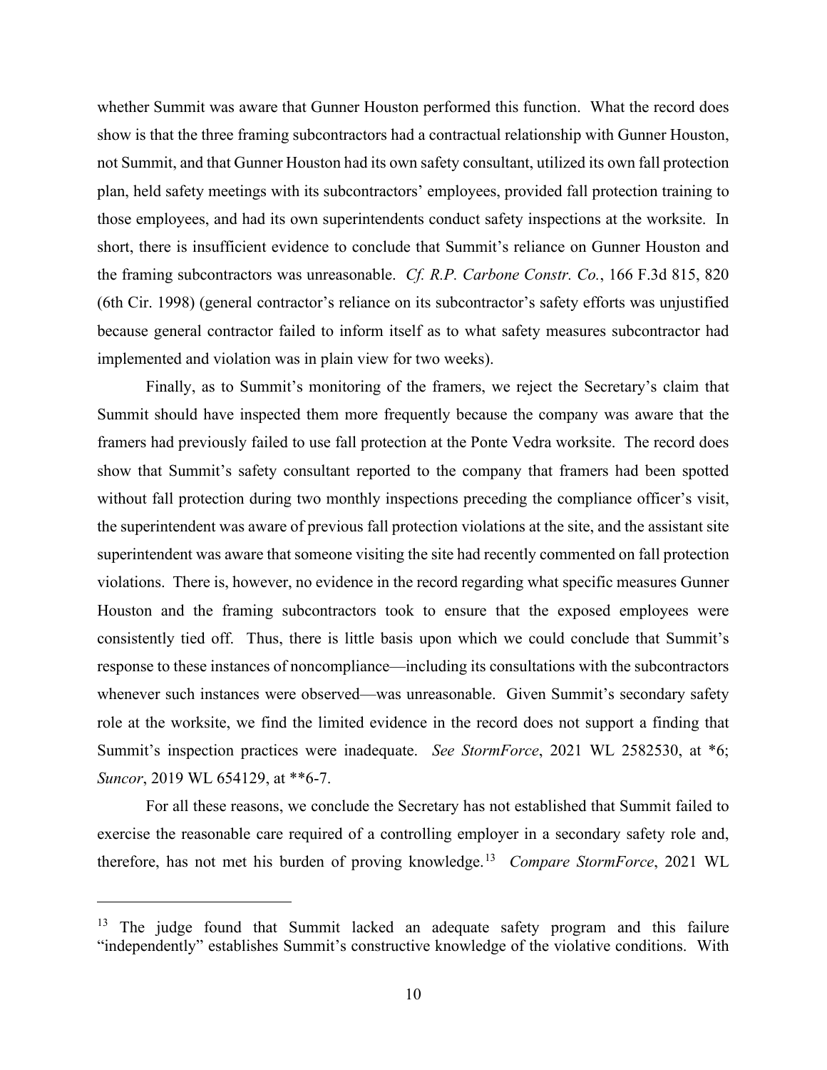whether Summit was aware that Gunner Houston performed this function. What the record does show is that the three framing subcontractors had a contractual relationship with Gunner Houston, not Summit, and that Gunner Houston had its own safety consultant, utilized its own fall protection plan, held safety meetings with its subcontractors' employees, provided fall protection training to those employees, and had its own superintendents conduct safety inspections at the worksite. In short, there is insufficient evidence to conclude that Summit's reliance on Gunner Houston and the framing subcontractors was unreasonable. *Cf. R.P. Carbone Constr. Co.*, 166 F.3d 815, 820 (6th Cir. 1998) (general contractor's reliance on its subcontractor's safety efforts was unjustified because general contractor failed to inform itself as to what safety measures subcontractor had implemented and violation was in plain view for two weeks).

Finally, as to Summit's monitoring of the framers, we reject the Secretary's claim that Summit should have inspected them more frequently because the company was aware that the framers had previously failed to use fall protection at the Ponte Vedra worksite. The record does show that Summit's safety consultant reported to the company that framers had been spotted without fall protection during two monthly inspections preceding the compliance officer's visit, the superintendent was aware of previous fall protection violations at the site, and the assistant site superintendent was aware that someone visiting the site had recently commented on fall protection violations. There is, however, no evidence in the record regarding what specific measures Gunner Houston and the framing subcontractors took to ensure that the exposed employees were consistently tied off. Thus, there is little basis upon which we could conclude that Summit's response to these instances of noncompliance—including its consultations with the subcontractors whenever such instances were observed—was unreasonable. Given Summit's secondary safety role at the worksite, we find the limited evidence in the record does not support a finding that Summit's inspection practices were inadequate. *See StormForce*, 2021 WL 2582530, at *6; *Suncor*, 2019 WL 654129, at **6-7.

For all these reasons, we conclude the Secretary has not established that Summit failed to exercise the reasonable care required of a controlling employer in a secondary safety role and, therefore, has not met his burden of proving knowledge.[13] *Compare StormForce*, 2021 WL

---

[13] The judge found that Summit lacked an adequate safety program and this failure "independently" establishes Summit's constructive knowledge of the violative conditions. With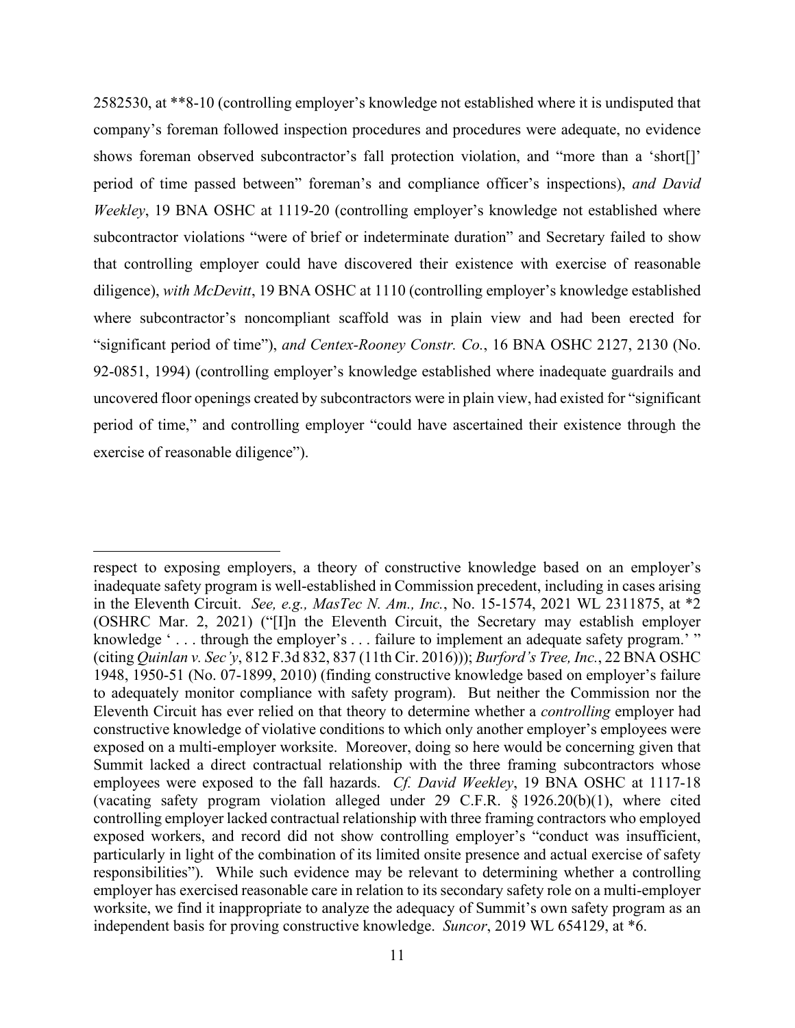2582530, at **8-10 (controlling employer's knowledge not established where it is undisputed that company's foreman followed inspection procedures and procedures were adequate, no evidence shows foreman observed subcontractor's fall protection violation, and "more than a 'short[]' period of time passed between" foreman's and compliance officer's inspections), *and David Weekley*, 19 BNA OSHC at 1119-20 (controlling employer's knowledge not established where subcontractor violations "were of brief or indeterminate duration" and Secretary failed to show that controlling employer could have discovered their existence with exercise of reasonable diligence), *with McDevitt*, 19 BNA OSHC at 1110 (controlling employer's knowledge established where subcontractor's noncompliant scaffold was in plain view and had been erected for "significant period of time"), *and Centex-Rooney Constr. Co.*, 16 BNA OSHC 2127, 2130 (No. 92-0851, 1994) (controlling employer's knowledge established where inadequate guardrails and uncovered floor openings created by subcontractors were in plain view, had existed for "significant period of time," and controlling employer "could have ascertained their existence through the exercise of reasonable diligence").

---

respect to exposing employers, a theory of constructive knowledge based on an employer's inadequate safety program is well-established in Commission precedent, including in cases arising in the Eleventh Circuit. *See, e.g., MasTec N. Am., Inc.*, No. 15-1574, 2021 WL 2311875, at *2 (OSHRC Mar. 2, 2021) ("[I]n the Eleventh Circuit, the Secretary may establish employer knowledge ' . . . through the employer's . . . failure to implement an adequate safety program.' " (citing *Quinlan v. Sec'y*, 812 F.3d 832, 837 (11th Cir. 2016))); *Burford's Tree, Inc.*, 22 BNA OSHC 1948, 1950-51 (No. 07-1899, 2010) (finding constructive knowledge based on employer's failure to adequately monitor compliance with safety program). But neither the Commission nor the Eleventh Circuit has ever relied on that theory to determine whether a *controlling* employer had constructive knowledge of violative conditions to which only another employer's employees were exposed on a multi-employer worksite. Moreover, doing so here would be concerning given that Summit lacked a direct contractual relationship with the three framing subcontractors whose employees were exposed to the fall hazards. *Cf. David Weekley*, 19 BNA OSHC at 1117-18 (vacating safety program violation alleged under 29 C.F.R. § 1926.20(b)(1), where cited controlling employer lacked contractual relationship with three framing contractors who employed exposed workers, and record did not show controlling employer's "conduct was insufficient, particularly in light of the combination of its limited onsite presence and actual exercise of safety responsibilities"). While such evidence may be relevant to determining whether a controlling employer has exercised reasonable care in relation to its secondary safety role on a multi-employer worksite, we find it inappropriate to analyze the adequacy of Summit's own safety program as an independent basis for proving constructive knowledge. *Suncor*, 2019 WL 654129, at *6.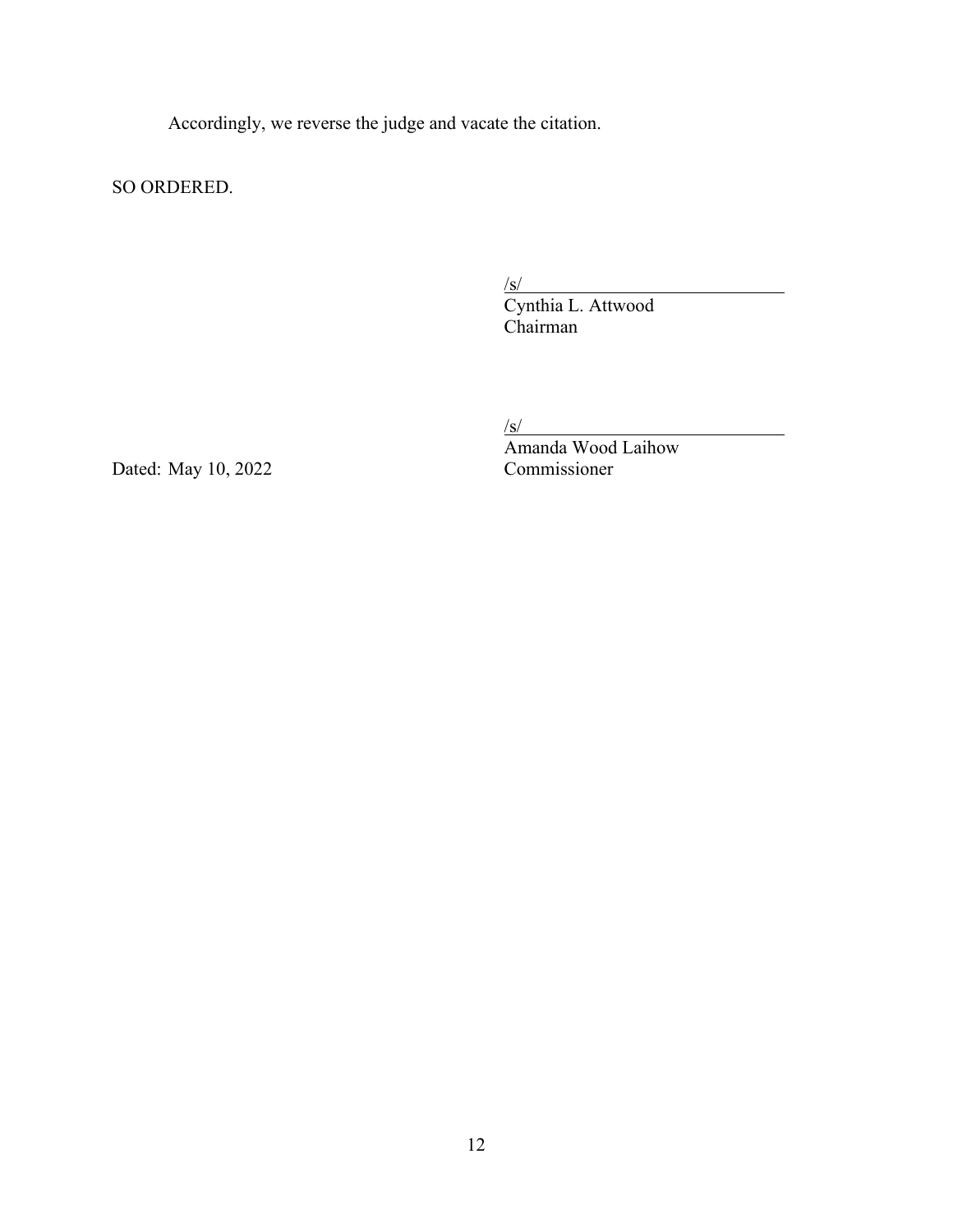Accordingly, we reverse the judge and vacate the citation.

SO ORDERED.

/s/
Cynthia L. Attwood
Chairman

/s/
Amanda Wood Laihow
Commissioner

Dated: May 10, 2022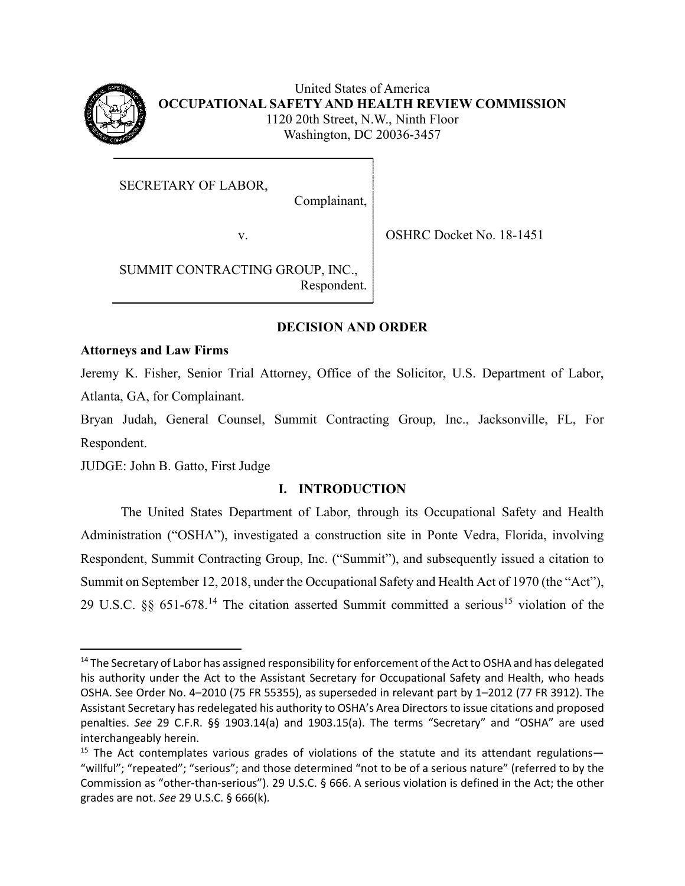United States of America
**OCCUPATIONAL SAFETY AND HEALTH REVIEW COMMISSION**
1120 20th Street, N.W., Ninth Floor
Washington, DC 20036-3457

| | |
|---|---|
| SECRETARY OF LABOR, Complainant, v. SUMMIT CONTRACTING GROUP, INC., Respondent. | OSHRC Docket No. 18-1451 |

## DECISION AND ORDER

**Attorneys and Law Firms**

Jeremy K. Fisher, Senior Trial Attorney, Office of the Solicitor, U.S. Department of Labor, Atlanta, GA, for Complainant.

Bryan Judah, General Counsel, Summit Contracting Group, Inc., Jacksonville, FL, For Respondent.

JUDGE: John B. Gatto, First Judge

## I. INTRODUCTION

The United States Department of Labor, through its Occupational Safety and Health Administration ("OSHA"), investigated a construction site in Ponte Vedra, Florida, involving Respondent, Summit Contracting Group, Inc. ("Summit"), and subsequently issued a citation to Summit on September 12, 2018, under the Occupational Safety and Health Act of 1970 (the "Act"), 29 U.S.C. §§ 651-678.[14] The citation asserted Summit committed a serious[15] violation of the

---

[14] The Secretary of Labor has assigned responsibility for enforcement of the Act to OSHA and has delegated his authority under the Act to the Assistant Secretary for Occupational Safety and Health, who heads OSHA. See Order No. 4–2010 (75 FR 55355), as superseded in relevant part by 1–2012 (77 FR 3912). The Assistant Secretary has redelegated his authority to OSHA's Area Directors to issue citations and proposed penalties. *See* 29 C.F.R. §§ 1903.14(a) and 1903.15(a). The terms "Secretary" and "OSHA" are used interchangeably herein.

[15] The Act contemplates various grades of violations of the statute and its attendant regulations—"willful"; "repeated"; "serious"; and those determined "not to be of a serious nature" (referred to by the Commission as "other-than-serious"). 29 U.S.C. § 666. A serious violation is defined in the Act; the other grades are not. *See* 29 U.S.C. § 666(k).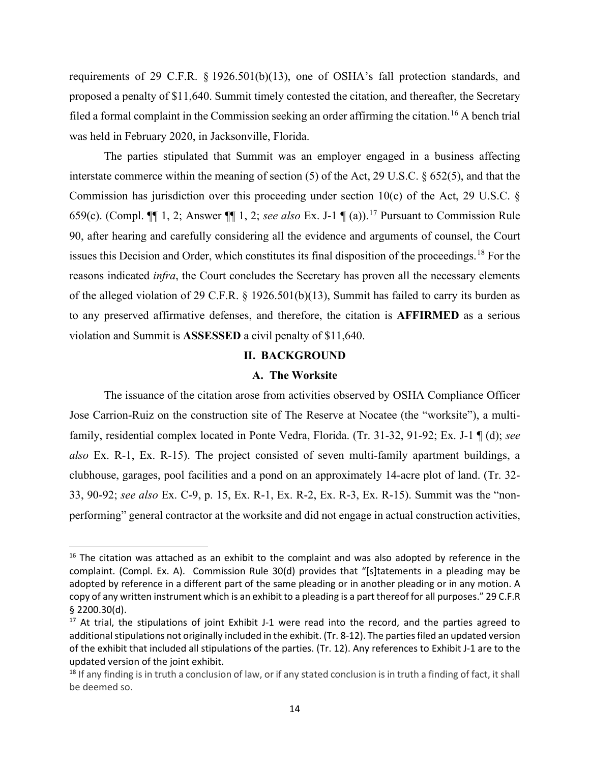requirements of 29 C.F.R. § 1926.501(b)(13), one of OSHA's fall protection standards, and proposed a penalty of $11,640. Summit timely contested the citation, and thereafter, the Secretary filed a formal complaint in the Commission seeking an order affirming the citation.[16] A bench trial was held in February 2020, in Jacksonville, Florida.

The parties stipulated that Summit was an employer engaged in a business affecting interstate commerce within the meaning of section (5) of the Act, 29 U.S.C. § 652(5), and that the Commission has jurisdiction over this proceeding under section 10(c) of the Act, 29 U.S.C. § 659(c). (Compl. ¶¶ 1, 2; Answer ¶¶ 1, 2; *see also* Ex. J-1 ¶ (a)).[17] Pursuant to Commission Rule 90, after hearing and carefully considering all the evidence and arguments of counsel, the Court issues this Decision and Order, which constitutes its final disposition of the proceedings.[18] For the reasons indicated *infra*, the Court concludes the Secretary has proven all the necessary elements of the alleged violation of 29 C.F.R. § 1926.501(b)(13), Summit has failed to carry its burden as to any preserved affirmative defenses, and therefore, the citation is **AFFIRMED** as a serious violation and Summit is **ASSESSED** a civil penalty of $11,640.

## II. BACKGROUND

### A. The Worksite

The issuance of the citation arose from activities observed by OSHA Compliance Officer Jose Carrion-Ruiz on the construction site of The Reserve at Nocatee (the "worksite"), a multi-family, residential complex located in Ponte Vedra, Florida. (Tr. 31-32, 91-92; Ex. J-1 ¶ (d); *see also* Ex. R-1, Ex. R-15). The project consisted of seven multi-family apartment buildings, a clubhouse, garages, pool facilities and a pond on an approximately 14-acre plot of land. (Tr. 32-33, 90-92; *see also* Ex. C-9, p. 15, Ex. R-1, Ex. R-2, Ex. R-3, Ex. R-15). Summit was the "non-performing" general contractor at the worksite and did not engage in actual construction activities,

---

[16] The citation was attached as an exhibit to the complaint and was also adopted by reference in the complaint. (Compl. Ex. A). Commission Rule 30(d) provides that "[s]tatements in a pleading may be adopted by reference in a different part of the same pleading or in another pleading or in any motion. A copy of any written instrument which is an exhibit to a pleading is a part thereof for all purposes." 29 C.F.R § 2200.30(d).

[17] At trial, the stipulations of joint Exhibit J-1 were read into the record, and the parties agreed to additional stipulations not originally included in the exhibit. (Tr. 8-12). The parties filed an updated version of the exhibit that included all stipulations of the parties. (Tr. 12). Any references to Exhibit J-1 are to the updated version of the joint exhibit.

[18] If any finding is in truth a conclusion of law, or if any stated conclusion is in truth a finding of fact, it shall be deemed so.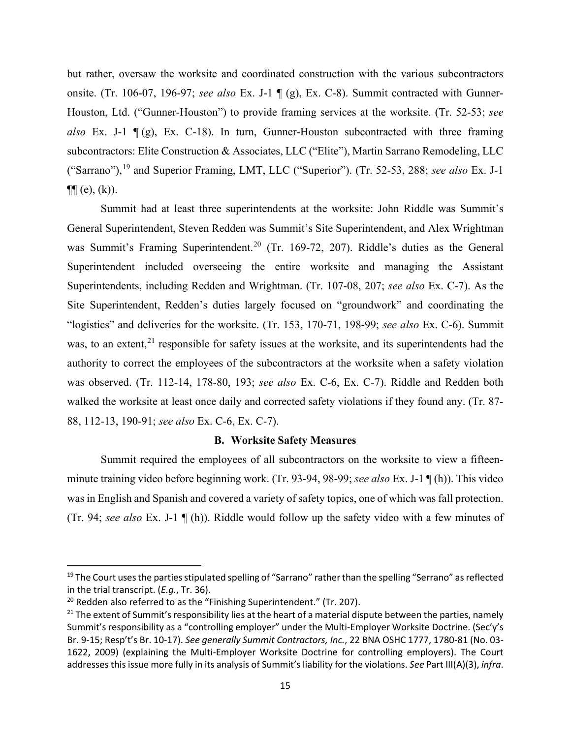but rather, oversaw the worksite and coordinated construction with the various subcontractors onsite. (Tr. 106-07, 196-97; *see also* Ex. J-1 ¶ (g), Ex. C-8). Summit contracted with Gunner-Houston, Ltd. ("Gunner-Houston") to provide framing services at the worksite. (Tr. 52-53; *see also* Ex. J-1 ¶ (g), Ex. C-18). In turn, Gunner-Houston subcontracted with three framing subcontractors: Elite Construction & Associates, LLC ("Elite"), Martin Sarrano Remodeling, LLC ("Sarrano"),[19] and Superior Framing, LMT, LLC ("Superior"). (Tr. 52-53, 288; *see also* Ex. J-1 ¶¶ (e), (k)).

Summit had at least three superintendents at the worksite: John Riddle was Summit's General Superintendent, Steven Redden was Summit's Site Superintendent, and Alex Wrightman was Summit's Framing Superintendent.[20] (Tr. 169-72, 207). Riddle's duties as the General Superintendent included overseeing the entire worksite and managing the Assistant Superintendents, including Redden and Wrightman. (Tr. 107-08, 207; *see also* Ex. C-7). As the Site Superintendent, Redden's duties largely focused on "groundwork" and coordinating the "logistics" and deliveries for the worksite. (Tr. 153, 170-71, 198-99; *see also* Ex. C-6). Summit was, to an extent,[21] responsible for safety issues at the worksite, and its superintendents had the authority to correct the employees of the subcontractors at the worksite when a safety violation was observed. (Tr. 112-14, 178-80, 193; *see also* Ex. C-6, Ex. C-7). Riddle and Redden both walked the worksite at least once daily and corrected safety violations if they found any. (Tr. 87-88, 112-13, 190-91; *see also* Ex. C-6, Ex. C-7).

**B. Worksite Safety Measures**

Summit required the employees of all subcontractors on the worksite to view a fifteen-minute training video before beginning work. (Tr. 93-94, 98-99; *see also* Ex. J-1 ¶ (h)). This video was in English and Spanish and covered a variety of safety topics, one of which was fall protection. (Tr. 94; *see also* Ex. J-1 ¶ (h)). Riddle would follow up the safety video with a few minutes of

---

[19] The Court uses the parties stipulated spelling of "Sarrano" rather than the spelling "Serrano" as reflected in the trial transcript. (*E.g.*, Tr. 36).

[20] Redden also referred to as the "Finishing Superintendent." (Tr. 207).

[21] The extent of Summit's responsibility lies at the heart of a material dispute between the parties, namely Summit's responsibility as a "controlling employer" under the Multi-Employer Worksite Doctrine. (Sec'y's Br. 9-15; Resp't's Br. 10-17). *See generally Summit Contractors, Inc.*, 22 BNA OSHC 1777, 1780-81 (No. 03-1622, 2009) (explaining the Multi-Employer Worksite Doctrine for controlling employers). The Court addresses this issue more fully in its analysis of Summit's liability for the violations. *See* Part III(A)(3), *infra*.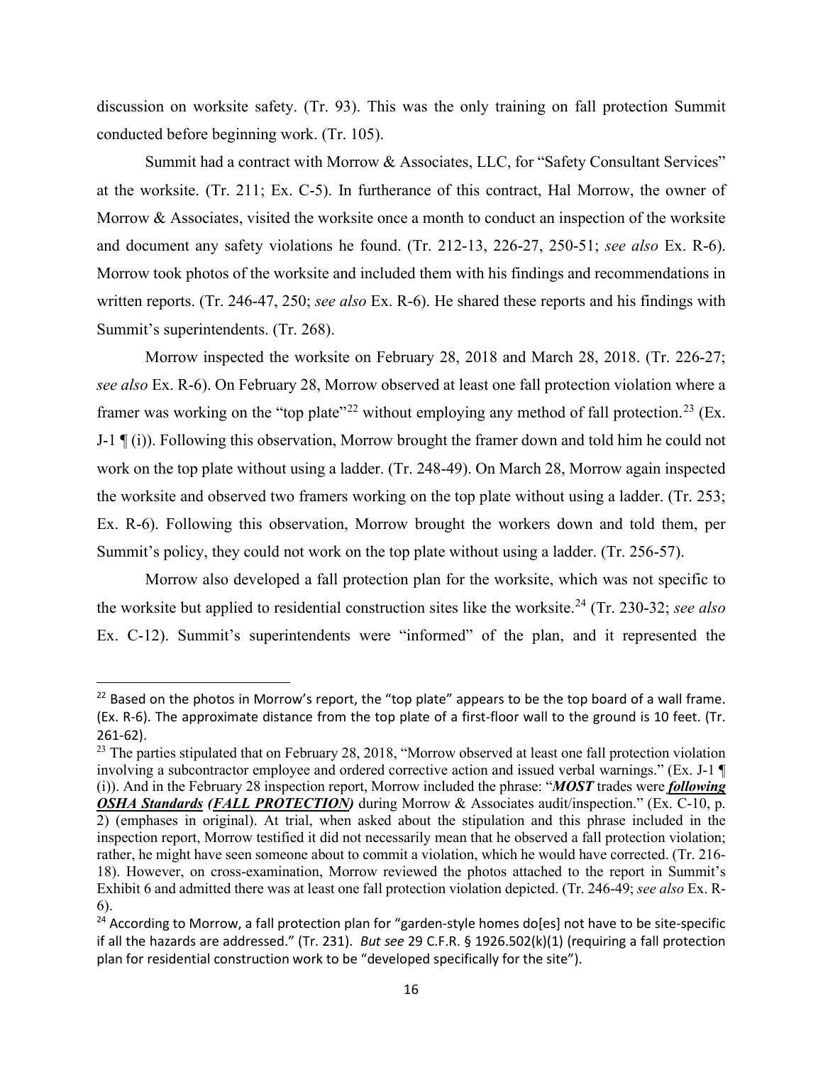discussion on worksite safety. (Tr. 93). This was the only training on fall protection Summit conducted before beginning work. (Tr. 105).

Summit had a contract with Morrow & Associates, LLC, for "Safety Consultant Services" at the worksite. (Tr. 211; Ex. C-5). In furtherance of this contract, Hal Morrow, the owner of Morrow & Associates, visited the worksite once a month to conduct an inspection of the worksite and document any safety violations he found. (Tr. 212-13, 226-27, 250-51; *see also* Ex. R-6). Morrow took photos of the worksite and included them with his findings and recommendations in written reports. (Tr. 246-47, 250; *see also* Ex. R-6). He shared these reports and his findings with Summit's superintendents. (Tr. 268).

Morrow inspected the worksite on February 28, 2018 and March 28, 2018. (Tr. 226-27; *see also* Ex. R-6). On February 28, Morrow observed at least one fall protection violation where a framer was working on the "top plate"[22] without employing any method of fall protection.[23] (Ex. J-1 ¶ (i)). Following this observation, Morrow brought the framer down and told him he could not work on the top plate without using a ladder. (Tr. 248-49). On March 28, Morrow again inspected the worksite and observed two framers working on the top plate without using a ladder. (Tr. 253; Ex. R-6). Following this observation, Morrow brought the workers down and told them, per Summit's policy, they could not work on the top plate without using a ladder. (Tr. 256-57).

Morrow also developed a fall protection plan for the worksite, which was not specific to the worksite but applied to residential construction sites like the worksite.[24] (Tr. 230-32; *see also* Ex. C-12). Summit's superintendents were "informed" of the plan, and it represented the

---

[22] Based on the photos in Morrow's report, the "top plate" appears to be the top board of a wall frame. (Ex. R-6). The approximate distance from the top plate of a first-floor wall to the ground is 10 feet. (Tr. 261-62).

[23] The parties stipulated that on February 28, 2018, "Morrow observed at least one fall protection violation involving a subcontractor employee and ordered corrective action and issued verbal warnings." (Ex. J-1 ¶ (i)). And in the February 28 inspection report, Morrow included the phrase: "***MOST*** trades were ***following OSHA Standards*** ***(FALL PROTECTION)*** during Morrow & Associates audit/inspection." (Ex. C-10, p. 2) (emphases in original). At trial, when asked about the stipulation and this phrase included in the inspection report, Morrow testified it did not necessarily mean that he observed a fall protection violation; rather, he might have seen someone about to commit a violation, which he would have corrected. (Tr. 216-18). However, on cross-examination, Morrow reviewed the photos attached to the report in Summit's Exhibit 6 and admitted there was at least one fall protection violation depicted. (Tr. 246-49; *see also* Ex. R-6).

[24] According to Morrow, a fall protection plan for "garden-style homes do[es] not have to be site-specific if all the hazards are addressed." (Tr. 231). *But see* 29 C.F.R. § 1926.502(k)(1) (requiring a fall protection plan for residential construction work to be "developed specifically for the site").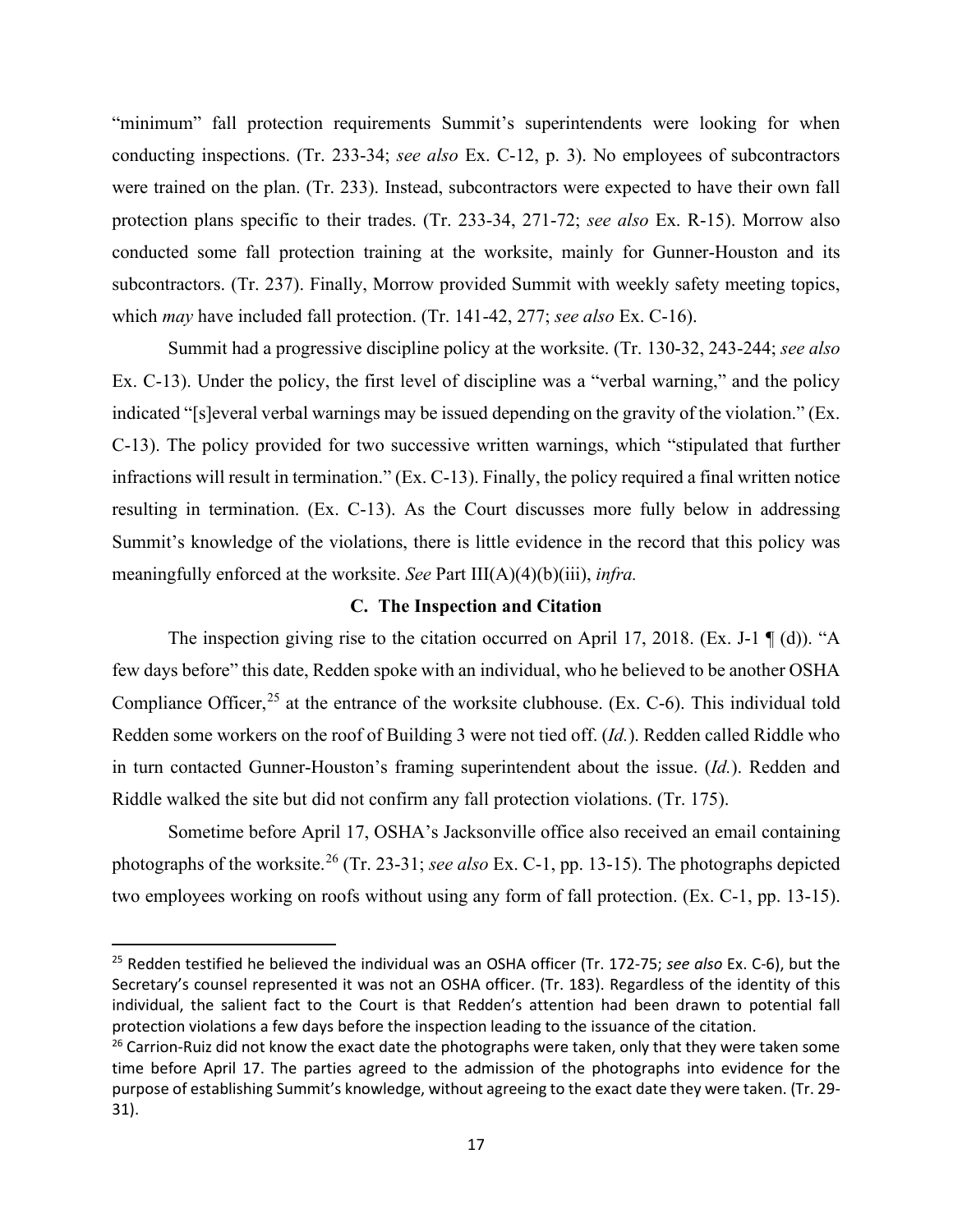"minimum" fall protection requirements Summit's superintendents were looking for when conducting inspections. (Tr. 233-34; *see also* Ex. C-12, p. 3). No employees of subcontractors were trained on the plan. (Tr. 233). Instead, subcontractors were expected to have their own fall protection plans specific to their trades. (Tr. 233-34, 271-72; *see also* Ex. R-15). Morrow also conducted some fall protection training at the worksite, mainly for Gunner-Houston and its subcontractors. (Tr. 237). Finally, Morrow provided Summit with weekly safety meeting topics, which *may* have included fall protection. (Tr. 141-42, 277; *see also* Ex. C-16).

Summit had a progressive discipline policy at the worksite. (Tr. 130-32, 243-244; *see also* Ex. C-13). Under the policy, the first level of discipline was a "verbal warning," and the policy indicated "[s]everal verbal warnings may be issued depending on the gravity of the violation." (Ex. C-13). The policy provided for two successive written warnings, which "stipulated that further infractions will result in termination." (Ex. C-13). Finally, the policy required a final written notice resulting in termination. (Ex. C-13). As the Court discusses more fully below in addressing Summit's knowledge of the violations, there is little evidence in the record that this policy was meaningfully enforced at the worksite. *See* Part III(A)(4)(b)(iii), *infra.*

### C. The Inspection and Citation

The inspection giving rise to the citation occurred on April 17, 2018. (Ex. J-1 ¶ (d)). "A few days before" this date, Redden spoke with an individual, who he believed to be another OSHA Compliance Officer,[25] at the entrance of the worksite clubhouse. (Ex. C-6). This individual told Redden some workers on the roof of Building 3 were not tied off. (*Id.*). Redden called Riddle who in turn contacted Gunner-Houston's framing superintendent about the issue. (*Id.*). Redden and Riddle walked the site but did not confirm any fall protection violations. (Tr. 175).

Sometime before April 17, OSHA's Jacksonville office also received an email containing photographs of the worksite.[26] (Tr. 23-31; *see also* Ex. C-1, pp. 13-15). The photographs depicted two employees working on roofs without using any form of fall protection. (Ex. C-1, pp. 13-15).

---

[25] Redden testified he believed the individual was an OSHA officer (Tr. 172-75; *see also* Ex. C-6), but the Secretary's counsel represented it was not an OSHA officer. (Tr. 183). Regardless of the identity of this individual, the salient fact to the Court is that Redden's attention had been drawn to potential fall protection violations a few days before the inspection leading to the issuance of the citation.

[26] Carrion-Ruiz did not know the exact date the photographs were taken, only that they were taken some time before April 17. The parties agreed to the admission of the photographs into evidence for the purpose of establishing Summit's knowledge, without agreeing to the exact date they were taken. (Tr. 29-31).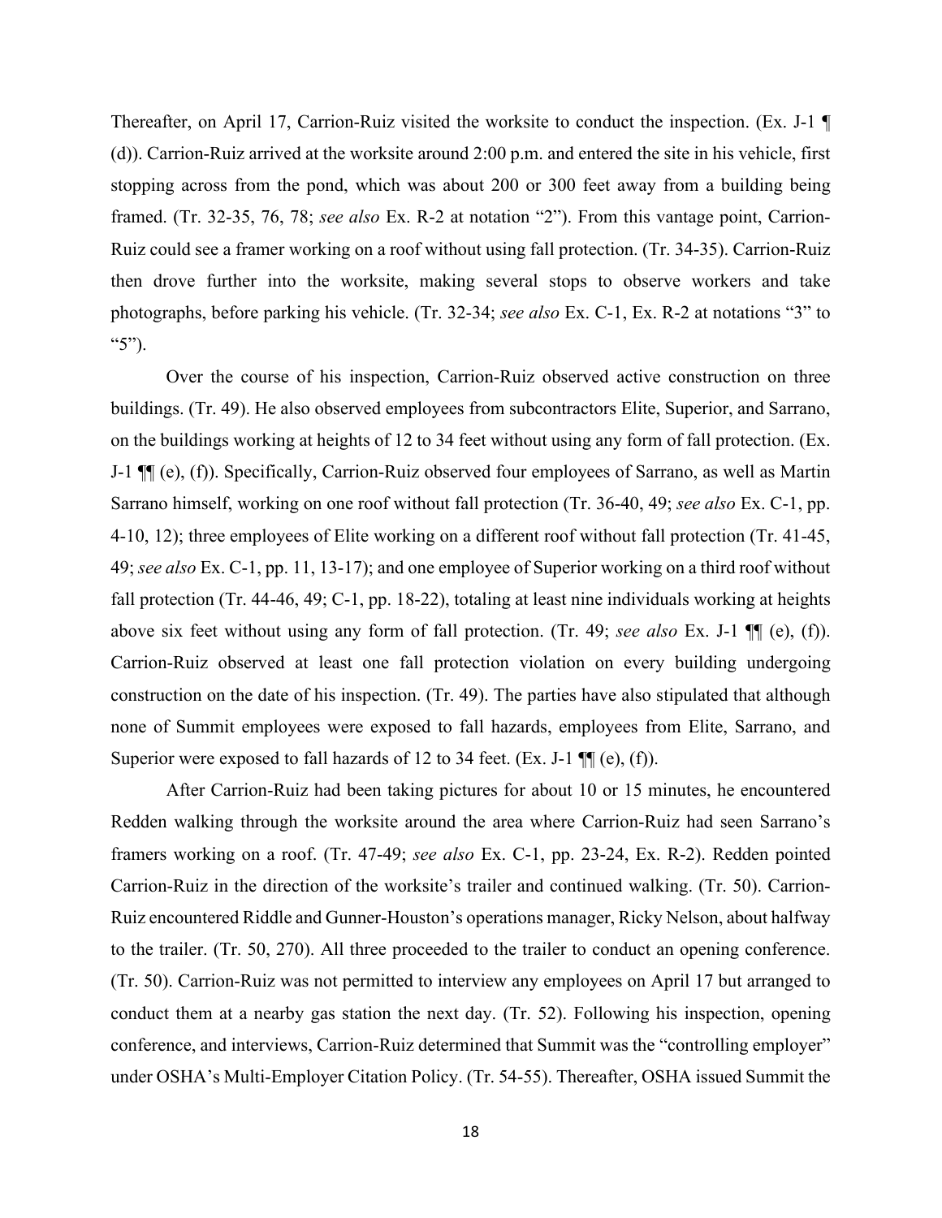Thereafter, on April 17, Carrion-Ruiz visited the worksite to conduct the inspection. (Ex. J-1 ¶ (d)). Carrion-Ruiz arrived at the worksite around 2:00 p.m. and entered the site in his vehicle, first stopping across from the pond, which was about 200 or 300 feet away from a building being framed. (Tr. 32-35, 76, 78; *see also* Ex. R-2 at notation "2"). From this vantage point, Carrion-Ruiz could see a framer working on a roof without using fall protection. (Tr. 34-35). Carrion-Ruiz then drove further into the worksite, making several stops to observe workers and take photographs, before parking his vehicle. (Tr. 32-34; *see also* Ex. C-1, Ex. R-2 at notations "3" to "5").

Over the course of his inspection, Carrion-Ruiz observed active construction on three buildings. (Tr. 49). He also observed employees from subcontractors Elite, Superior, and Sarrano, on the buildings working at heights of 12 to 34 feet without using any form of fall protection. (Ex. J-1 ¶¶ (e), (f)). Specifically, Carrion-Ruiz observed four employees of Sarrano, as well as Martin Sarrano himself, working on one roof without fall protection (Tr. 36-40, 49; *see also* Ex. C-1, pp. 4-10, 12); three employees of Elite working on a different roof without fall protection (Tr. 41-45, 49; *see also* Ex. C-1, pp. 11, 13-17); and one employee of Superior working on a third roof without fall protection (Tr. 44-46, 49; C-1, pp. 18-22), totaling at least nine individuals working at heights above six feet without using any form of fall protection. (Tr. 49; *see also* Ex. J-1 ¶¶ (e), (f)). Carrion-Ruiz observed at least one fall protection violation on every building undergoing construction on the date of his inspection. (Tr. 49). The parties have also stipulated that although none of Summit employees were exposed to fall hazards, employees from Elite, Sarrano, and Superior were exposed to fall hazards of 12 to 34 feet. (Ex. J-1 ¶¶ (e), (f)).

After Carrion-Ruiz had been taking pictures for about 10 or 15 minutes, he encountered Redden walking through the worksite around the area where Carrion-Ruiz had seen Sarrano's framers working on a roof. (Tr. 47-49; *see also* Ex. C-1, pp. 23-24, Ex. R-2). Redden pointed Carrion-Ruiz in the direction of the worksite's trailer and continued walking. (Tr. 50). Carrion-Ruiz encountered Riddle and Gunner-Houston's operations manager, Ricky Nelson, about halfway to the trailer. (Tr. 50, 270). All three proceeded to the trailer to conduct an opening conference. (Tr. 50). Carrion-Ruiz was not permitted to interview any employees on April 17 but arranged to conduct them at a nearby gas station the next day. (Tr. 52). Following his inspection, opening conference, and interviews, Carrion-Ruiz determined that Summit was the "controlling employer" under OSHA's Multi-Employer Citation Policy. (Tr. 54-55). Thereafter, OSHA issued Summit the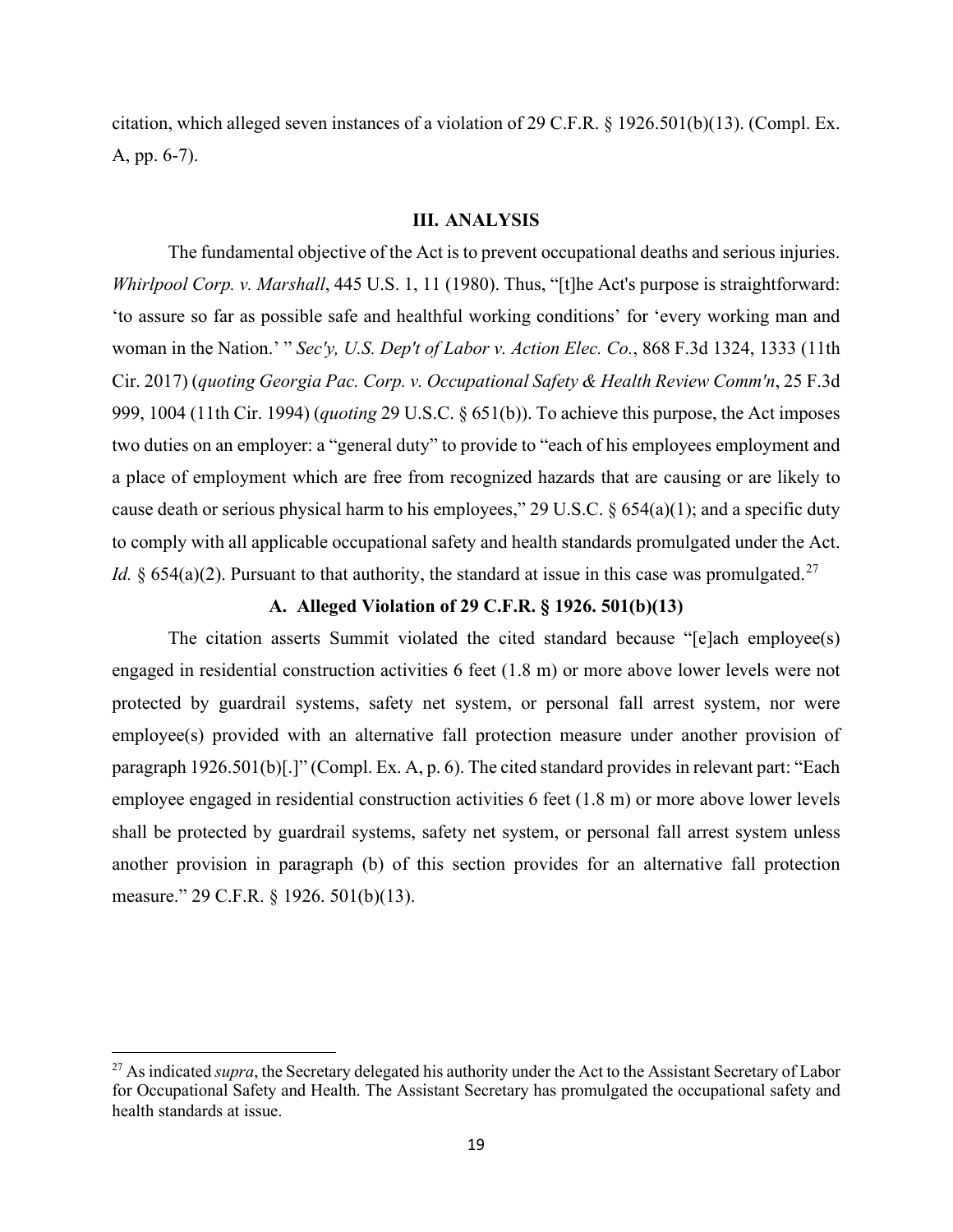citation, which alleged seven instances of a violation of 29 C.F.R. § 1926.501(b)(13). (Compl. Ex. A, pp. 6-7).

## III. ANALYSIS

The fundamental objective of the Act is to prevent occupational deaths and serious injuries. *Whirlpool Corp. v. Marshall*, 445 U.S. 1, 11 (1980). Thus, "[t]he Act's purpose is straightforward: 'to assure so far as possible safe and healthful working conditions' for 'every working man and woman in the Nation.' " *Sec'y, U.S. Dep't of Labor v. Action Elec. Co.*, 868 F.3d 1324, 1333 (11th Cir. 2017) (*quoting Georgia Pac. Corp. v. Occupational Safety & Health Review Comm'n*, 25 F.3d 999, 1004 (11th Cir. 1994) (*quoting* 29 U.S.C. § 651(b)). To achieve this purpose, the Act imposes two duties on an employer: a "general duty" to provide to "each of his employees employment and a place of employment which are free from recognized hazards that are causing or are likely to cause death or serious physical harm to his employees," 29 U.S.C. § 654(a)(1); and a specific duty to comply with all applicable occupational safety and health standards promulgated under the Act. *Id.* § 654(a)(2). Pursuant to that authority, the standard at issue in this case was promulgated.[27]

### A. Alleged Violation of 29 C.F.R. § 1926. 501(b)(13)

The citation asserts Summit violated the cited standard because "[e]ach employee(s) engaged in residential construction activities 6 feet (1.8 m) or more above lower levels were not protected by guardrail systems, safety net system, or personal fall arrest system, nor were employee(s) provided with an alternative fall protection measure under another provision of paragraph 1926.501(b)[.]" (Compl. Ex. A, p. 6). The cited standard provides in relevant part: "Each employee engaged in residential construction activities 6 feet (1.8 m) or more above lower levels shall be protected by guardrail systems, safety net system, or personal fall arrest system unless another provision in paragraph (b) of this section provides for an alternative fall protection measure." 29 C.F.R. § 1926. 501(b)(13).

[27] As indicated *supra*, the Secretary delegated his authority under the Act to the Assistant Secretary of Labor for Occupational Safety and Health. The Assistant Secretary has promulgated the occupational safety and health standards at issue.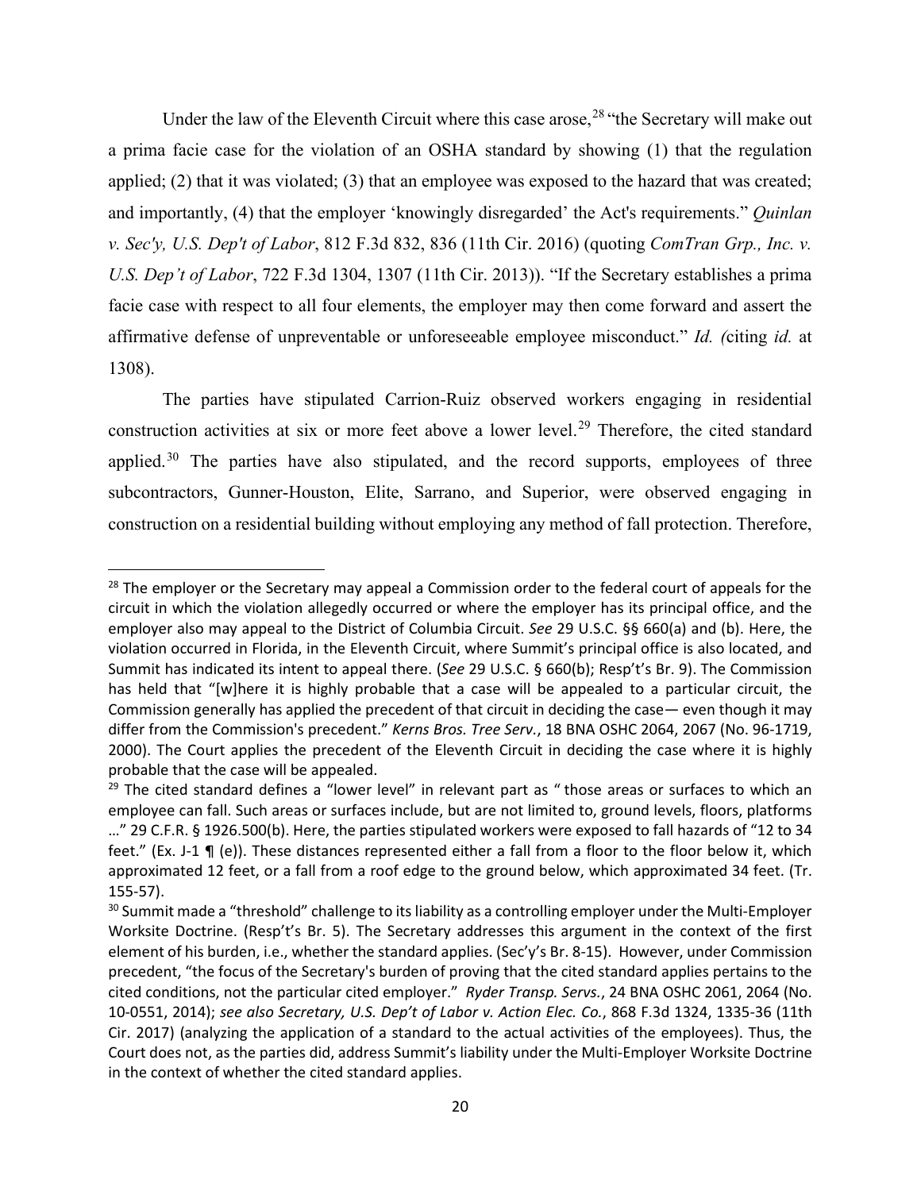Under the law of the Eleventh Circuit where this case arose,[28] "the Secretary will make out a prima facie case for the violation of an OSHA standard by showing (1) that the regulation applied; (2) that it was violated; (3) that an employee was exposed to the hazard that was created; and importantly, (4) that the employer 'knowingly disregarded' the Act's requirements." *Quinlan v. Sec'y, U.S. Dep't of Labor*, 812 F.3d 832, 836 (11th Cir. 2016) (quoting *ComTran Grp., Inc. v. U.S. Dep't of Labor*, 722 F.3d 1304, 1307 (11th Cir. 2013)). "If the Secretary establishes a prima facie case with respect to all four elements, the employer may then come forward and assert the affirmative defense of unpreventable or unforeseeable employee misconduct." *Id. (*citing *id.* at 1308).

The parties have stipulated Carrion-Ruiz observed workers engaging in residential construction activities at six or more feet above a lower level.[29] Therefore, the cited standard applied.[30] The parties have also stipulated, and the record supports, employees of three subcontractors, Gunner-Houston, Elite, Sarrano, and Superior, were observed engaging in construction on a residential building without employing any method of fall protection. Therefore,

---

[28] The employer or the Secretary may appeal a Commission order to the federal court of appeals for the circuit in which the violation allegedly occurred or where the employer has its principal office, and the employer also may appeal to the District of Columbia Circuit. *See* 29 U.S.C. §§ 660(a) and (b). Here, the violation occurred in Florida, in the Eleventh Circuit, where Summit's principal office is also located, and Summit has indicated its intent to appeal there. (*See* 29 U.S.C. § 660(b); Resp't's Br. 9). The Commission has held that "[w]here it is highly probable that a case will be appealed to a particular circuit, the Commission generally has applied the precedent of that circuit in deciding the case— even though it may differ from the Commission's precedent." *Kerns Bros. Tree Serv.*, 18 BNA OSHC 2064, 2067 (No. 96-1719, 2000). The Court applies the precedent of the Eleventh Circuit in deciding the case where it is highly probable that the case will be appealed.

[29] The cited standard defines a "lower level" in relevant part as " those areas or surfaces to which an employee can fall. Such areas or surfaces include, but are not limited to, ground levels, floors, platforms …" 29 C.F.R. § 1926.500(b). Here, the parties stipulated workers were exposed to fall hazards of "12 to 34 feet." (Ex. J-1 ¶ (e)). These distances represented either a fall from a floor to the floor below it, which approximated 12 feet, or a fall from a roof edge to the ground below, which approximated 34 feet. (Tr. 155-57).

[30] Summit made a "threshold" challenge to its liability as a controlling employer under the Multi-Employer Worksite Doctrine. (Resp't's Br. 5). The Secretary addresses this argument in the context of the first element of his burden, i.e., whether the standard applies. (Sec'y's Br. 8-15). However, under Commission precedent, "the focus of the Secretary's burden of proving that the cited standard applies pertains to the cited conditions, not the particular cited employer." *Ryder Transp. Servs.*, 24 BNA OSHC 2061, 2064 (No. 10-0551, 2014); *see also Secretary, U.S. Dep't of Labor v. Action Elec. Co.*, 868 F.3d 1324, 1335-36 (11th Cir. 2017) (analyzing the application of a standard to the actual activities of the employees). Thus, the Court does not, as the parties did, address Summit's liability under the Multi-Employer Worksite Doctrine in the context of whether the cited standard applies.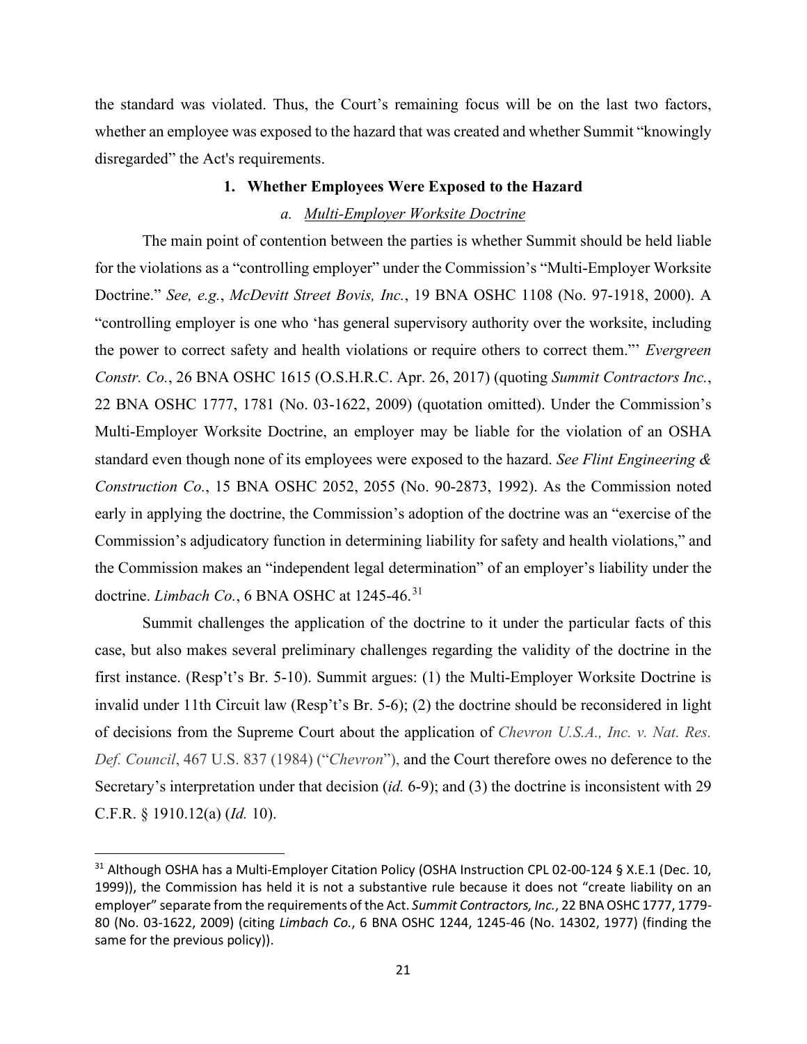the standard was violated. Thus, the Court's remaining focus will be on the last two factors, whether an employee was exposed to the hazard that was created and whether Summit "knowingly disregarded" the Act's requirements.

### 1. Whether Employees Were Exposed to the Hazard

#### *a. Multi-Employer Worksite Doctrine*

The main point of contention between the parties is whether Summit should be held liable for the violations as a "controlling employer" under the Commission's "Multi-Employer Worksite Doctrine." *See, e.g.*, *McDevitt Street Bovis, Inc.*, 19 BNA OSHC 1108 (No. 97-1918, 2000). A "controlling employer is one who 'has general supervisory authority over the worksite, including the power to correct safety and health violations or require others to correct them.'" *Evergreen Constr. Co.*, 26 BNA OSHC 1615 (O.S.H.R.C. Apr. 26, 2017) (quoting *Summit Contractors Inc.*, 22 BNA OSHC 1777, 1781 (No. 03-1622, 2009) (quotation omitted). Under the Commission's Multi-Employer Worksite Doctrine, an employer may be liable for the violation of an OSHA standard even though none of its employees were exposed to the hazard. *See Flint Engineering & Construction Co.*, 15 BNA OSHC 2052, 2055 (No. 90-2873, 1992). As the Commission noted early in applying the doctrine, the Commission's adoption of the doctrine was an "exercise of the Commission's adjudicatory function in determining liability for safety and health violations," and the Commission makes an "independent legal determination" of an employer's liability under the doctrine. *Limbach Co.*, 6 BNA OSHC at 1245-46.[31]

Summit challenges the application of the doctrine to it under the particular facts of this case, but also makes several preliminary challenges regarding the validity of the doctrine in the first instance. (Resp't's Br. 5-10). Summit argues: (1) the Multi-Employer Worksite Doctrine is invalid under 11th Circuit law (Resp't's Br. 5-6); (2) the doctrine should be reconsidered in light of decisions from the Supreme Court about the application of *Chevron U.S.A., Inc. v. Nat. Res. Def. Council*, 467 U.S. 837 (1984) ("*Chevron*"), and the Court therefore owes no deference to the Secretary's interpretation under that decision (*id.* 6-9); and (3) the doctrine is inconsistent with 29 C.F.R. § 1910.12(a) (*Id.* 10).

---

[31] Although OSHA has a Multi-Employer Citation Policy (OSHA Instruction CPL 02-00-124 § X.E.1 (Dec. 10, 1999)), the Commission has held it is not a substantive rule because it does not "create liability on an employer" separate from the requirements of the Act. *Summit Contractors, Inc.*, 22 BNA OSHC 1777, 1779-80 (No. 03-1622, 2009) (citing *Limbach Co.*, 6 BNA OSHC 1244, 1245-46 (No. 14302, 1977) (finding the same for the previous policy)).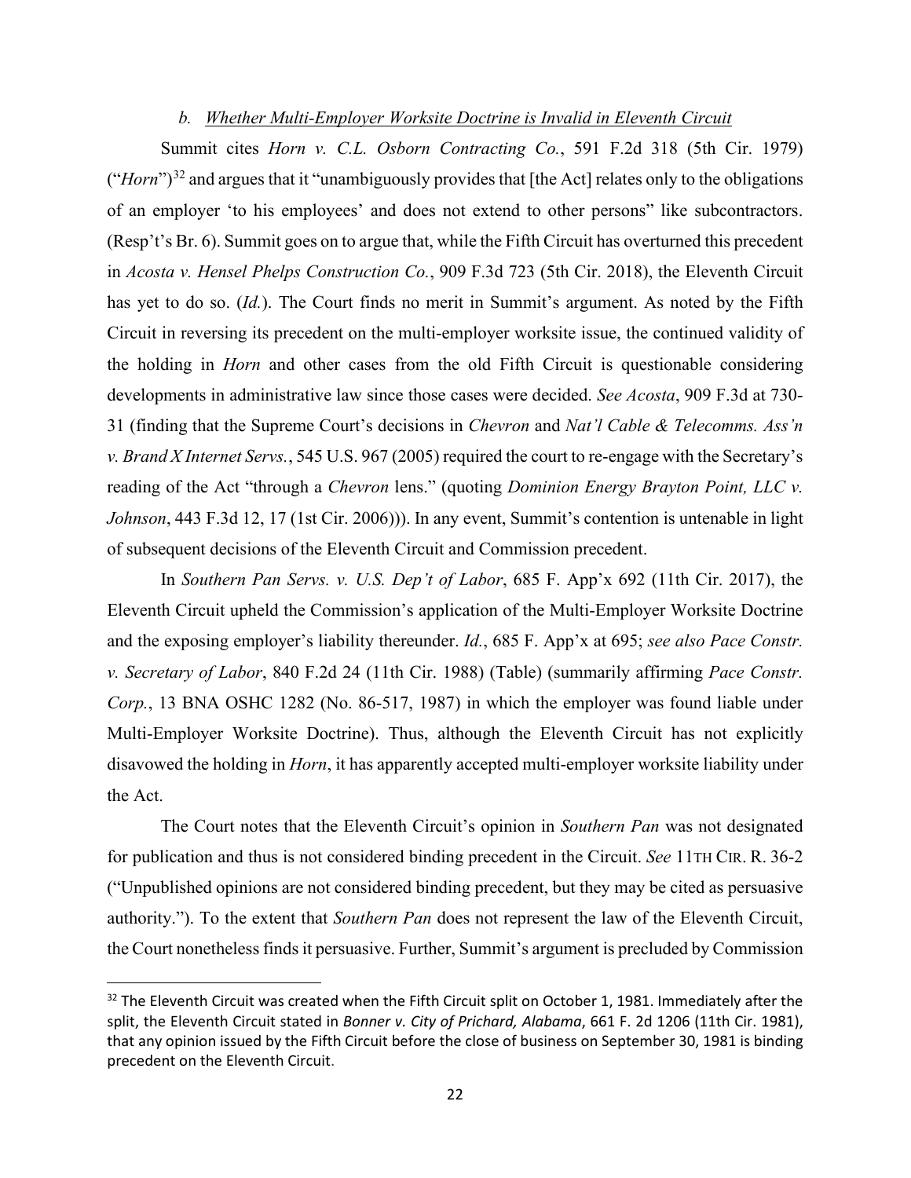### *b. Whether Multi-Employer Worksite Doctrine is Invalid in Eleventh Circuit*

Summit cites *Horn v. C.L. Osborn Contracting Co.*, 591 F.2d 318 (5th Cir. 1979) ("*Horn*")[32] and argues that it "unambiguously provides that [the Act] relates only to the obligations of an employer 'to his employees' and does not extend to other persons" like subcontractors. (Resp't's Br. 6). Summit goes on to argue that, while the Fifth Circuit has overturned this precedent in *Acosta v. Hensel Phelps Construction Co.*, 909 F.3d 723 (5th Cir. 2018), the Eleventh Circuit has yet to do so. (*Id.*). The Court finds no merit in Summit's argument. As noted by the Fifth Circuit in reversing its precedent on the multi-employer worksite issue, the continued validity of the holding in *Horn* and other cases from the old Fifth Circuit is questionable considering developments in administrative law since those cases were decided. *See Acosta*, 909 F.3d at 730-31 (finding that the Supreme Court's decisions in *Chevron* and *Nat'l Cable & Telecomms. Ass'n v. Brand X Internet Servs.*, 545 U.S. 967 (2005) required the court to re-engage with the Secretary's reading of the Act "through a *Chevron* lens." (quoting *Dominion Energy Brayton Point, LLC v. Johnson*, 443 F.3d 12, 17 (1st Cir. 2006))). In any event, Summit's contention is untenable in light of subsequent decisions of the Eleventh Circuit and Commission precedent.

In *Southern Pan Servs. v. U.S. Dep't of Labor*, 685 F. App'x 692 (11th Cir. 2017), the Eleventh Circuit upheld the Commission's application of the Multi-Employer Worksite Doctrine and the exposing employer's liability thereunder. *Id.*, 685 F. App'x at 695; *see also Pace Constr. v. Secretary of Labor*, 840 F.2d 24 (11th Cir. 1988) (Table) (summarily affirming *Pace Constr. Corp.*, 13 BNA OSHC 1282 (No. 86-517, 1987) in which the employer was found liable under Multi-Employer Worksite Doctrine). Thus, although the Eleventh Circuit has not explicitly disavowed the holding in *Horn*, it has apparently accepted multi-employer worksite liability under the Act.

The Court notes that the Eleventh Circuit's opinion in *Southern Pan* was not designated for publication and thus is not considered binding precedent in the Circuit. *See* 11TH CIR. R. 36-2 ("Unpublished opinions are not considered binding precedent, but they may be cited as persuasive authority."). To the extent that *Southern Pan* does not represent the law of the Eleventh Circuit, the Court nonetheless finds it persuasive. Further, Summit's argument is precluded by Commission

---

[32] The Eleventh Circuit was created when the Fifth Circuit split on October 1, 1981. Immediately after the split, the Eleventh Circuit stated in *Bonner v. City of Prichard, Alabama*, 661 F. 2d 1206 (11th Cir. 1981), that any opinion issued by the Fifth Circuit before the close of business on September 30, 1981 is binding precedent on the Eleventh Circuit.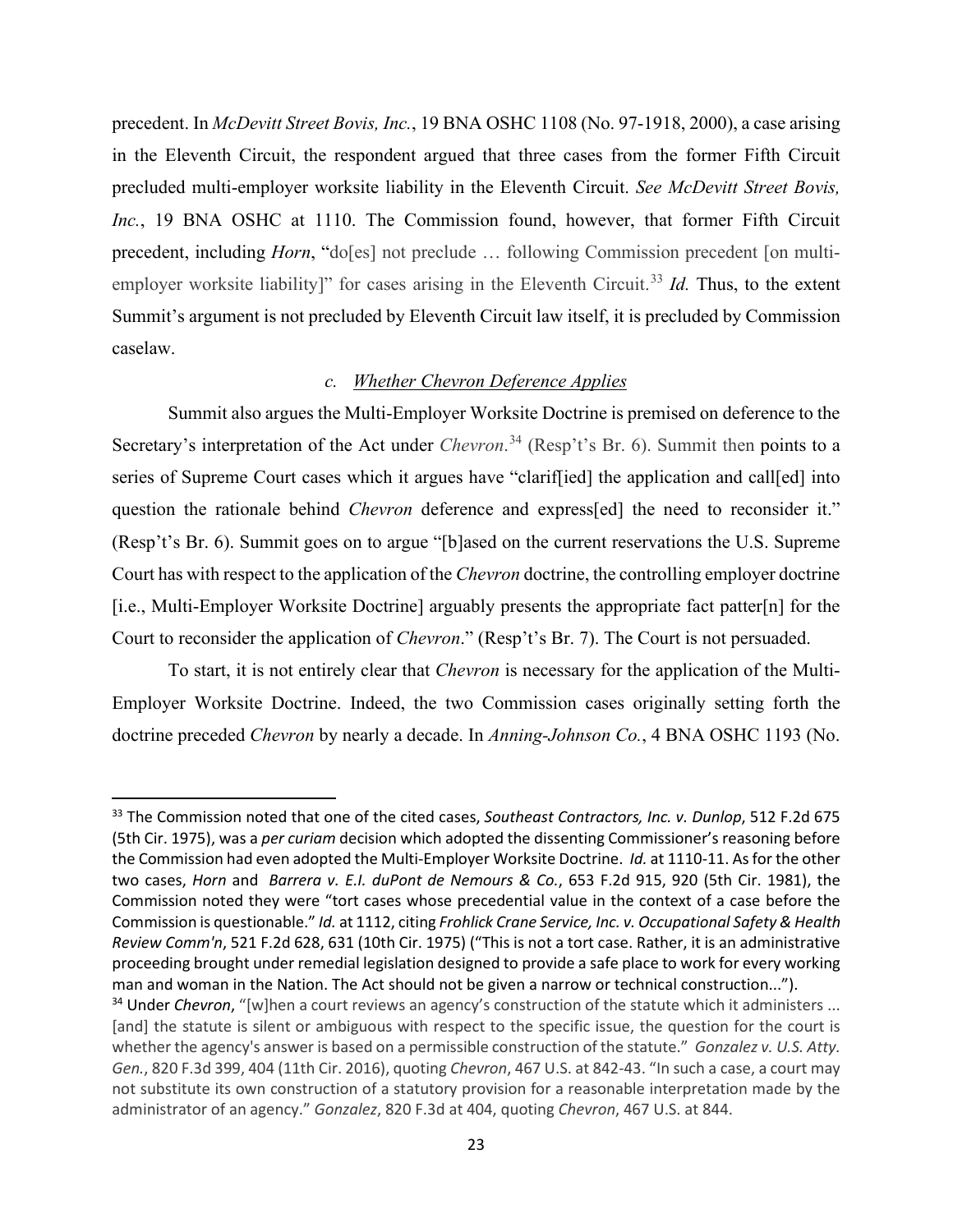precedent. In *McDevitt Street Bovis, Inc.*, 19 BNA OSHC 1108 (No. 97-1918, 2000), a case arising in the Eleventh Circuit, the respondent argued that three cases from the former Fifth Circuit precluded multi-employer worksite liability in the Eleventh Circuit. *See McDevitt Street Bovis, Inc.*, 19 BNA OSHC at 1110. The Commission found, however, that former Fifth Circuit precedent, including *Horn*, "do[es] not preclude … following Commission precedent [on multi-employer worksite liability]" for cases arising in the Eleventh Circuit.[33] *Id.* Thus, to the extent Summit's argument is not precluded by Eleventh Circuit law itself, it is precluded by Commission caselaw.

*c. Whether Chevron Deference Applies*

Summit also argues the Multi-Employer Worksite Doctrine is premised on deference to the Secretary's interpretation of the Act under *Chevron*.[34] (Resp't's Br. 6). Summit then points to a series of Supreme Court cases which it argues have "clarif[ied] the application and call[ed] into question the rationale behind *Chevron* deference and express[ed] the need to reconsider it." (Resp't's Br. 6). Summit goes on to argue "[b]ased on the current reservations the U.S. Supreme Court has with respect to the application of the *Chevron* doctrine, the controlling employer doctrine [i.e., Multi-Employer Worksite Doctrine] arguably presents the appropriate fact patter[n] for the Court to reconsider the application of *Chevron*." (Resp't's Br. 7). The Court is not persuaded.

To start, it is not entirely clear that *Chevron* is necessary for the application of the Multi-Employer Worksite Doctrine. Indeed, the two Commission cases originally setting forth the doctrine preceded *Chevron* by nearly a decade. In *Anning-Johnson Co.*, 4 BNA OSHC 1193 (No.

---

[33] The Commission noted that one of the cited cases, *Southeast Contractors, Inc. v. Dunlop*, 512 F.2d 675 (5th Cir. 1975), was a *per curiam* decision which adopted the dissenting Commissioner's reasoning before the Commission had even adopted the Multi-Employer Worksite Doctrine. *Id.* at 1110-11. As for the other two cases, *Horn* and *Barrera v. E.I. duPont de Nemours & Co.*, 653 F.2d 915, 920 (5th Cir. 1981), the Commission noted they were "tort cases whose precedential value in the context of a case before the Commission is questionable." *Id.* at 1112, citing *Frohlick Crane Service, Inc. v. Occupational Safety & Health Review Comm'n*, 521 F.2d 628, 631 (10th Cir. 1975) ("This is not a tort case. Rather, it is an administrative proceeding brought under remedial legislation designed to provide a safe place to work for every working man and woman in the Nation. The Act should not be given a narrow or technical construction...").

[34] Under *Chevron*, "[w]hen a court reviews an agency's construction of the statute which it administers ... [and] the statute is silent or ambiguous with respect to the specific issue, the question for the court is whether the agency's answer is based on a permissible construction of the statute." *Gonzalez v. U.S. Atty. Gen.*, 820 F.3d 399, 404 (11th Cir. 2016), quoting *Chevron*, 467 U.S. at 842-43. "In such a case, a court may not substitute its own construction of a statutory provision for a reasonable interpretation made by the administrator of an agency." *Gonzalez*, 820 F.3d at 404, quoting *Chevron*, 467 U.S. at 844.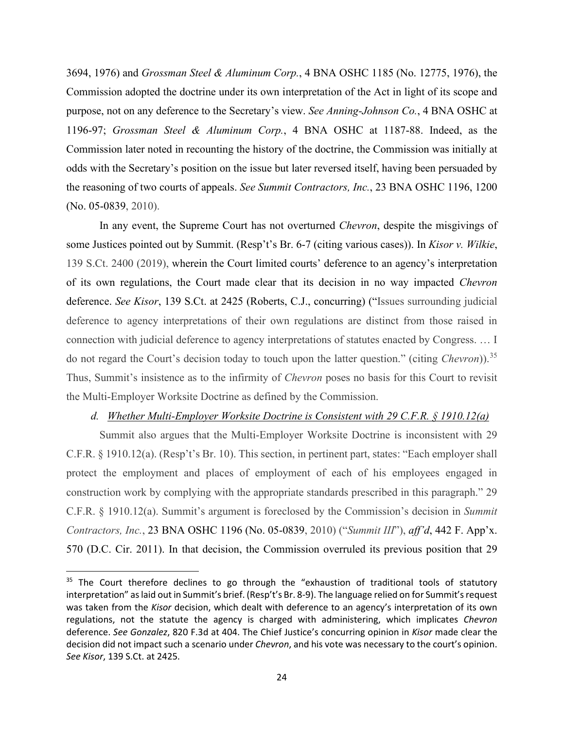3694, 1976) and *Grossman Steel & Aluminum Corp.*, 4 BNA OSHC 1185 (No. 12775, 1976), the Commission adopted the doctrine under its own interpretation of the Act in light of its scope and purpose, not on any deference to the Secretary's view. *See Anning-Johnson Co.*, 4 BNA OSHC at 1196-97; *Grossman Steel & Aluminum Corp.*, 4 BNA OSHC at 1187-88. Indeed, as the Commission later noted in recounting the history of the doctrine, the Commission was initially at odds with the Secretary's position on the issue but later reversed itself, having been persuaded by the reasoning of two courts of appeals. *See Summit Contractors, Inc.*, 23 BNA OSHC 1196, 1200 (No. 05-0839, 2010).

In any event, the Supreme Court has not overturned *Chevron*, despite the misgivings of some Justices pointed out by Summit. (Resp't's Br. 6-7 (citing various cases)). In *Kisor v. Wilkie*, 139 S.Ct. 2400 (2019), wherein the Court limited courts' deference to an agency's interpretation of its own regulations, the Court made clear that its decision in no way impacted *Chevron* deference. *See Kisor*, 139 S.Ct. at 2425 (Roberts, C.J., concurring) ("Issues surrounding judicial deference to agency interpretations of their own regulations are distinct from those raised in connection with judicial deference to agency interpretations of statutes enacted by Congress. … I do not regard the Court's decision today to touch upon the latter question." (citing *Chevron*)).[35] Thus, Summit's insistence as to the infirmity of *Chevron* poses no basis for this Court to revisit the Multi-Employer Worksite Doctrine as defined by the Commission.

*d. Whether Multi-Employer Worksite Doctrine is Consistent with 29 C.F.R. § 1910.12(a)*

Summit also argues that the Multi-Employer Worksite Doctrine is inconsistent with 29 C.F.R. § 1910.12(a). (Resp't's Br. 10). This section, in pertinent part, states: "Each employer shall protect the employment and places of employment of each of his employees engaged in construction work by complying with the appropriate standards prescribed in this paragraph." 29 C.F.R. § 1910.12(a). Summit's argument is foreclosed by the Commission's decision in *Summit Contractors, Inc.*, 23 BNA OSHC 1196 (No. 05-0839, 2010) ("*Summit III*"), *aff'd*, 442 F. App'x. 570 (D.C. Cir. 2011). In that decision, the Commission overruled its previous position that 29

---

[35] The Court therefore declines to go through the "exhaustion of traditional tools of statutory interpretation" as laid out in Summit's brief. (Resp't's Br. 8-9). The language relied on for Summit's request was taken from the *Kisor* decision, which dealt with deference to an agency's interpretation of its own regulations, not the statute the agency is charged with administering, which implicates *Chevron* deference. *See Gonzalez*, 820 F.3d at 404. The Chief Justice's concurring opinion in *Kisor* made clear the decision did not impact such a scenario under *Chevron*, and his vote was necessary to the court's opinion. *See Kisor*, 139 S.Ct. at 2425.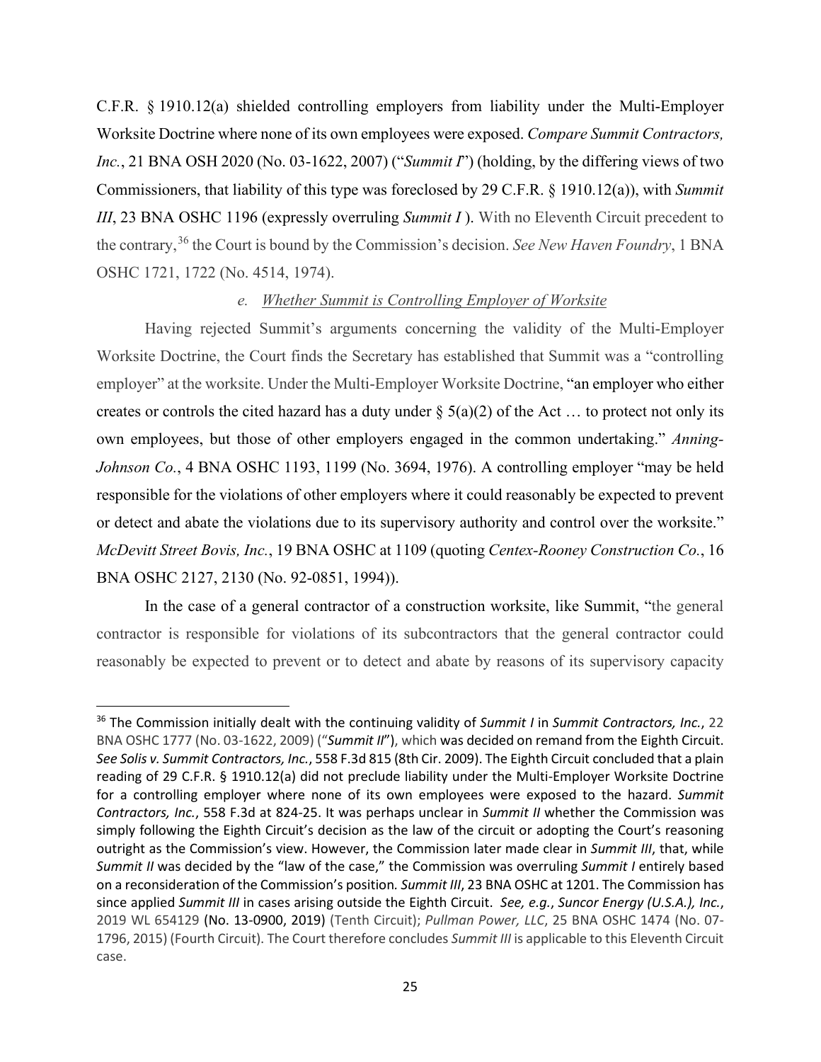C.F.R. § 1910.12(a) shielded controlling employers from liability under the Multi-Employer Worksite Doctrine where none of its own employees were exposed. *Compare Summit Contractors, Inc.*, 21 BNA OSH 2020 (No. 03-1622, 2007) ("*Summit I*") (holding, by the differing views of two Commissioners, that liability of this type was foreclosed by 29 C.F.R. § 1910.12(a)), with *Summit III*, 23 BNA OSHC 1196 (expressly overruling *Summit I* ). With no Eleventh Circuit precedent to the contrary,[36] the Court is bound by the Commission's decision. *See New Haven Foundry*, 1 BNA OSHC 1721, 1722 (No. 4514, 1974).

*e. Whether Summit is Controlling Employer of Worksite*

Having rejected Summit's arguments concerning the validity of the Multi-Employer Worksite Doctrine, the Court finds the Secretary has established that Summit was a "controlling employer" at the worksite. Under the Multi-Employer Worksite Doctrine, "an employer who either creates or controls the cited hazard has a duty under § 5(a)(2) of the Act … to protect not only its own employees, but those of other employers engaged in the common undertaking." *Anning-Johnson Co.*, 4 BNA OSHC 1193, 1199 (No. 3694, 1976). A controlling employer "may be held responsible for the violations of other employers where it could reasonably be expected to prevent or detect and abate the violations due to its supervisory authority and control over the worksite." *McDevitt Street Bovis, Inc.*, 19 BNA OSHC at 1109 (quoting *Centex-Rooney Construction Co.*, 16 BNA OSHC 2127, 2130 (No. 92-0851, 1994)).

In the case of a general contractor of a construction worksite, like Summit, "the general contractor is responsible for violations of its subcontractors that the general contractor could reasonably be expected to prevent or to detect and abate by reasons of its supervisory capacity

---

[36] The Commission initially dealt with the continuing validity of *Summit I* in *Summit Contractors, Inc.*, 22 BNA OSHC 1777 (No. 03-1622, 2009) ("*Summit II*"), which was decided on remand from the Eighth Circuit. *See Solis v. Summit Contractors, Inc.*, 558 F.3d 815 (8th Cir. 2009). The Eighth Circuit concluded that a plain reading of 29 C.F.R. § 1910.12(a) did not preclude liability under the Multi-Employer Worksite Doctrine for a controlling employer where none of its own employees were exposed to the hazard. *Summit Contractors, Inc.*, 558 F.3d at 824-25. It was perhaps unclear in *Summit II* whether the Commission was simply following the Eighth Circuit's decision as the law of the circuit or adopting the Court's reasoning outright as the Commission's view. However, the Commission later made clear in *Summit III*, that, while *Summit II* was decided by the "law of the case," the Commission was overruling *Summit I* entirely based on a reconsideration of the Commission's position. *Summit III*, 23 BNA OSHC at 1201. The Commission has since applied *Summit III* in cases arising outside the Eighth Circuit. *See, e.g.*, *Suncor Energy (U.S.A.), Inc.*, 2019 WL 654129 (No. 13-0900, 2019) (Tenth Circuit); *Pullman Power, LLC*, 25 BNA OSHC 1474 (No. 07-1796, 2015) (Fourth Circuit). The Court therefore concludes *Summit III* is applicable to this Eleventh Circuit case.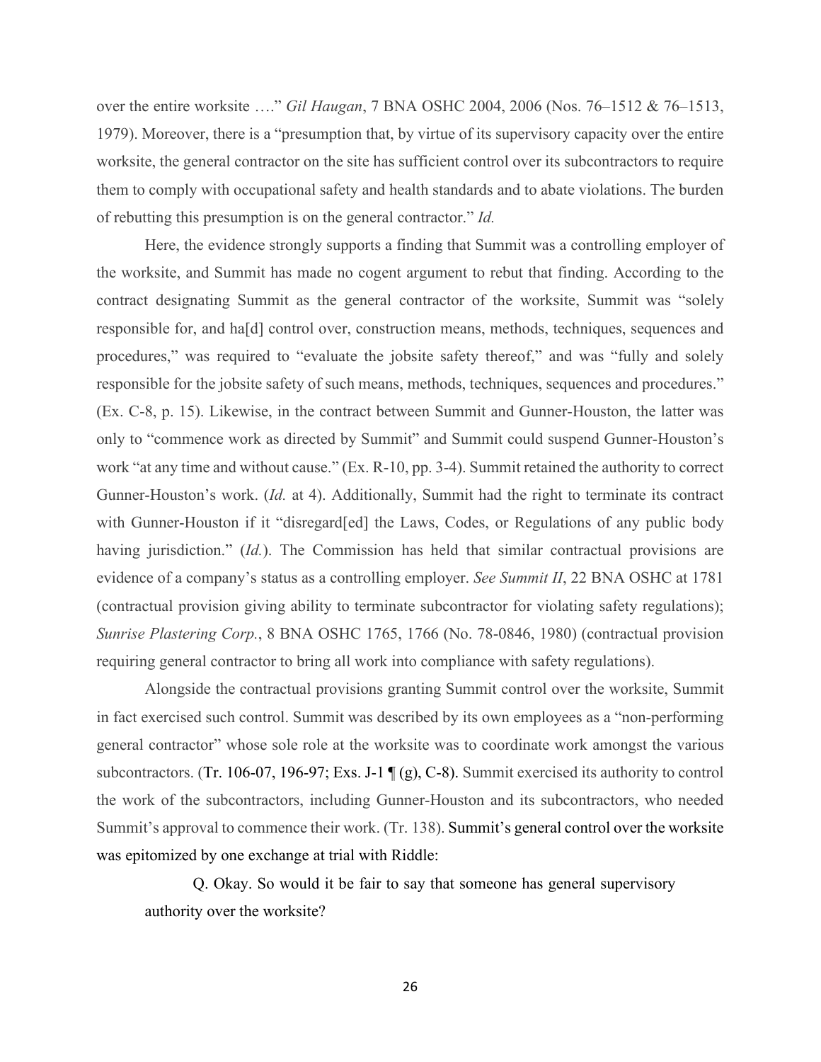over the entire worksite …." *Gil Haugan*, 7 BNA OSHC 2004, 2006 (Nos. 76–1512 & 76–1513, 1979). Moreover, there is a "presumption that, by virtue of its supervisory capacity over the entire worksite, the general contractor on the site has sufficient control over its subcontractors to require them to comply with occupational safety and health standards and to abate violations. The burden of rebutting this presumption is on the general contractor." *Id.*

Here, the evidence strongly supports a finding that Summit was a controlling employer of the worksite, and Summit has made no cogent argument to rebut that finding. According to the contract designating Summit as the general contractor of the worksite, Summit was "solely responsible for, and ha[d] control over, construction means, methods, techniques, sequences and procedures," was required to "evaluate the jobsite safety thereof," and was "fully and solely responsible for the jobsite safety of such means, methods, techniques, sequences and procedures." (Ex. C-8, p. 15). Likewise, in the contract between Summit and Gunner-Houston, the latter was only to "commence work as directed by Summit" and Summit could suspend Gunner-Houston's work "at any time and without cause." (Ex. R-10, pp. 3-4). Summit retained the authority to correct Gunner-Houston's work. (*Id.* at 4). Additionally, Summit had the right to terminate its contract with Gunner-Houston if it "disregard[ed] the Laws, Codes, or Regulations of any public body having jurisdiction." (*Id.*). The Commission has held that similar contractual provisions are evidence of a company's status as a controlling employer. *See Summit II*, 22 BNA OSHC at 1781 (contractual provision giving ability to terminate subcontractor for violating safety regulations); *Sunrise Plastering Corp.*, 8 BNA OSHC 1765, 1766 (No. 78-0846, 1980) (contractual provision requiring general contractor to bring all work into compliance with safety regulations).

Alongside the contractual provisions granting Summit control over the worksite, Summit in fact exercised such control. Summit was described by its own employees as a "non-performing general contractor" whose sole role at the worksite was to coordinate work amongst the various subcontractors. (Tr. 106-07, 196-97; Exs. J-1 ¶ (g), C-8). Summit exercised its authority to control the work of the subcontractors, including Gunner-Houston and its subcontractors, who needed Summit's approval to commence their work. (Tr. 138). Summit's general control over the worksite was epitomized by one exchange at trial with Riddle:

> Q. Okay. So would it be fair to say that someone has general supervisory authority over the worksite?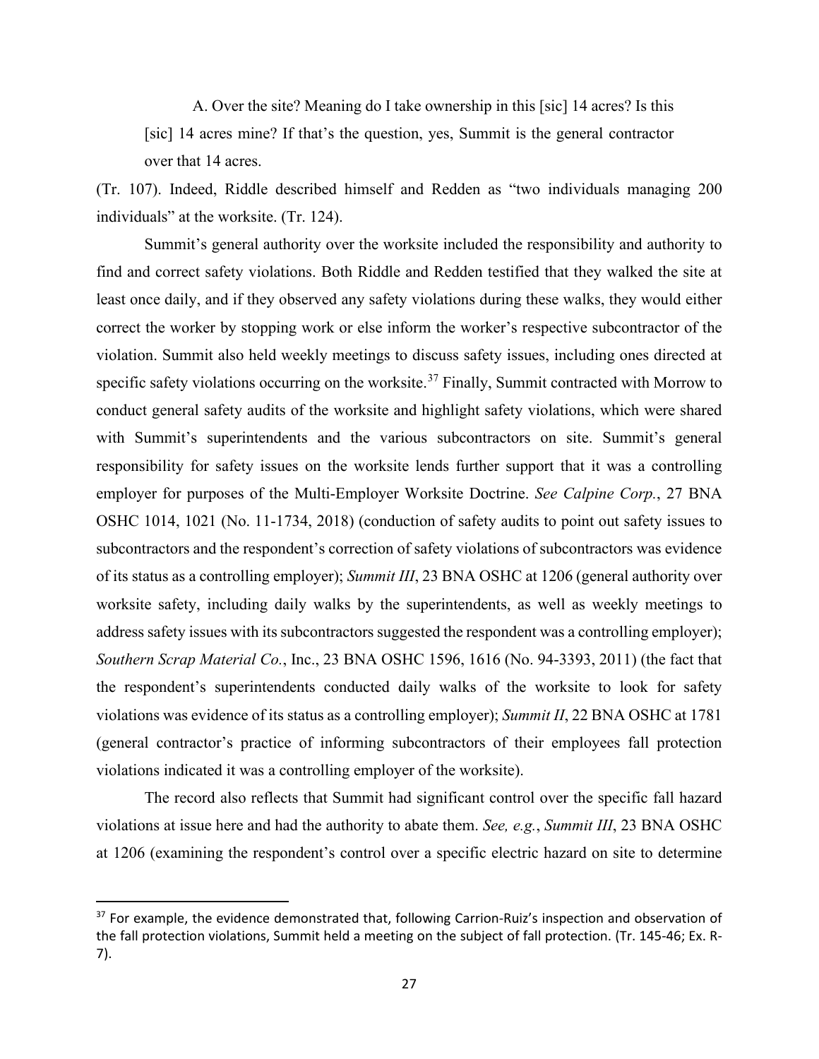A. Over the site? Meaning do I take ownership in this [sic] 14 acres? Is this [sic] 14 acres mine? If that's the question, yes, Summit is the general contractor over that 14 acres.

(Tr. 107). Indeed, Riddle described himself and Redden as "two individuals managing 200 individuals" at the worksite. (Tr. 124).

Summit's general authority over the worksite included the responsibility and authority to find and correct safety violations. Both Riddle and Redden testified that they walked the site at least once daily, and if they observed any safety violations during these walks, they would either correct the worker by stopping work or else inform the worker's respective subcontractor of the violation. Summit also held weekly meetings to discuss safety issues, including ones directed at specific safety violations occurring on the worksite.[37] Finally, Summit contracted with Morrow to conduct general safety audits of the worksite and highlight safety violations, which were shared with Summit's superintendents and the various subcontractors on site. Summit's general responsibility for safety issues on the worksite lends further support that it was a controlling employer for purposes of the Multi-Employer Worksite Doctrine. *See Calpine Corp.*, 27 BNA OSHC 1014, 1021 (No. 11-1734, 2018) (conduction of safety audits to point out safety issues to subcontractors and the respondent's correction of safety violations of subcontractors was evidence of its status as a controlling employer); *Summit III*, 23 BNA OSHC at 1206 (general authority over worksite safety, including daily walks by the superintendents, as well as weekly meetings to address safety issues with its subcontractors suggested the respondent was a controlling employer); *Southern Scrap Material Co.*, Inc., 23 BNA OSHC 1596, 1616 (No. 94-3393, 2011) (the fact that the respondent's superintendents conducted daily walks of the worksite to look for safety violations was evidence of its status as a controlling employer); *Summit II*, 22 BNA OSHC at 1781 (general contractor's practice of informing subcontractors of their employees fall protection violations indicated it was a controlling employer of the worksite).

The record also reflects that Summit had significant control over the specific fall hazard violations at issue here and had the authority to abate them. *See, e.g.*, *Summit III*, 23 BNA OSHC at 1206 (examining the respondent's control over a specific electric hazard on site to determine

---

[37] For example, the evidence demonstrated that, following Carrion-Ruiz's inspection and observation of the fall protection violations, Summit held a meeting on the subject of fall protection. (Tr. 145-46; Ex. R-7).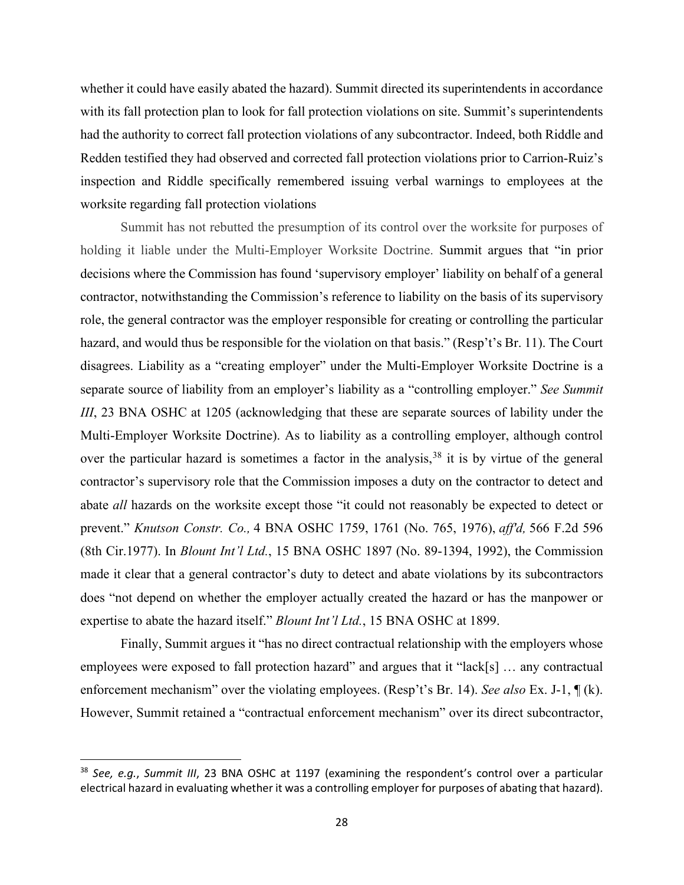whether it could have easily abated the hazard). Summit directed its superintendents in accordance with its fall protection plan to look for fall protection violations on site. Summit's superintendents had the authority to correct fall protection violations of any subcontractor. Indeed, both Riddle and Redden testified they had observed and corrected fall protection violations prior to Carrion-Ruiz's inspection and Riddle specifically remembered issuing verbal warnings to employees at the worksite regarding fall protection violations

Summit has not rebutted the presumption of its control over the worksite for purposes of holding it liable under the Multi-Employer Worksite Doctrine. Summit argues that "in prior decisions where the Commission has found 'supervisory employer' liability on behalf of a general contractor, notwithstanding the Commission's reference to liability on the basis of its supervisory role, the general contractor was the employer responsible for creating or controlling the particular hazard, and would thus be responsible for the violation on that basis." (Resp't's Br. 11). The Court disagrees. Liability as a "creating employer" under the Multi-Employer Worksite Doctrine is a separate source of liability from an employer's liability as a "controlling employer." *See Summit III*, 23 BNA OSHC at 1205 (acknowledging that these are separate sources of lability under the Multi-Employer Worksite Doctrine). As to liability as a controlling employer, although control over the particular hazard is sometimes a factor in the analysis,[38] it is by virtue of the general contractor's supervisory role that the Commission imposes a duty on the contractor to detect and abate *all* hazards on the worksite except those "it could not reasonably be expected to detect or prevent." *Knutson Constr. Co.,* 4 BNA OSHC 1759, 1761 (No. 765, 1976), *aff'd,* 566 F.2d 596 (8th Cir.1977). In *Blount Int'l Ltd.*, 15 BNA OSHC 1897 (No. 89-1394, 1992), the Commission made it clear that a general contractor's duty to detect and abate violations by its subcontractors does "not depend on whether the employer actually created the hazard or has the manpower or expertise to abate the hazard itself." *Blount Int'l Ltd.*, 15 BNA OSHC at 1899.

Finally, Summit argues it "has no direct contractual relationship with the employers whose employees were exposed to fall protection hazard" and argues that it "lack[s] … any contractual enforcement mechanism" over the violating employees. (Resp't's Br. 14). *See also* Ex. J-1, ¶ (k). However, Summit retained a "contractual enforcement mechanism" over its direct subcontractor,

---

[38] *See, e.g.*, *Summit III*, 23 BNA OSHC at 1197 (examining the respondent's control over a particular electrical hazard in evaluating whether it was a controlling employer for purposes of abating that hazard).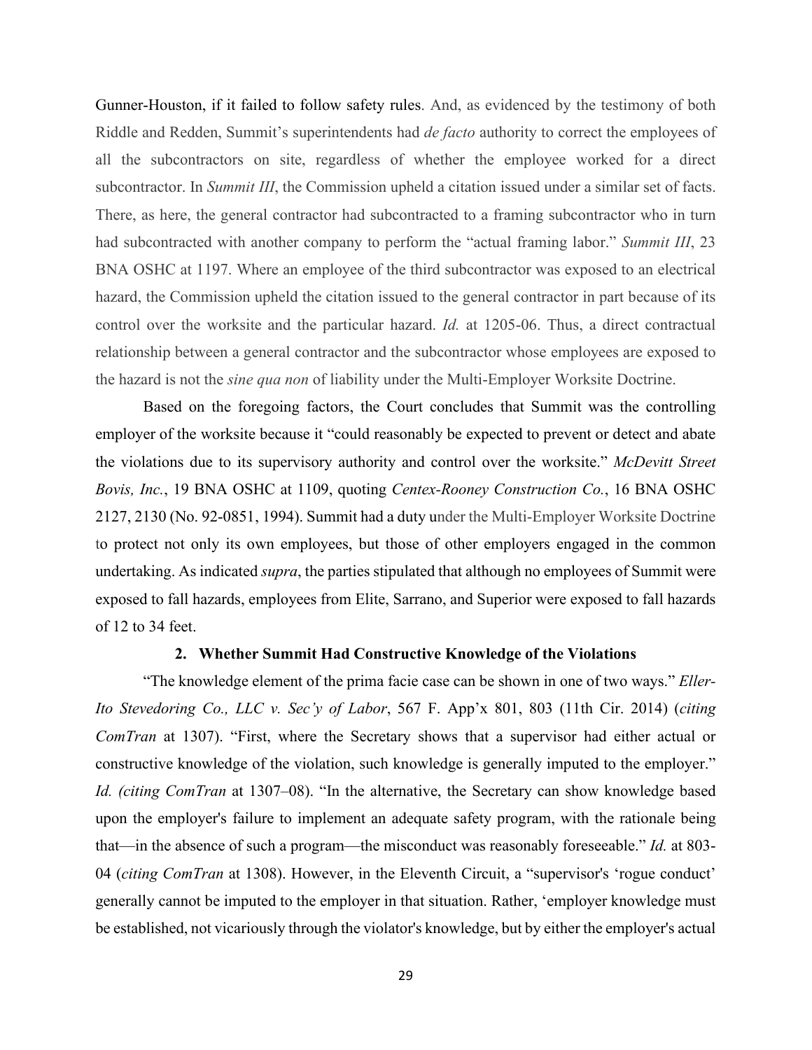Gunner-Houston, if it failed to follow safety rules. And, as evidenced by the testimony of both Riddle and Redden, Summit's superintendents had *de facto* authority to correct the employees of all the subcontractors on site, regardless of whether the employee worked for a direct subcontractor. In *Summit III*, the Commission upheld a citation issued under a similar set of facts. There, as here, the general contractor had subcontracted to a framing subcontractor who in turn had subcontracted with another company to perform the "actual framing labor." *Summit III*, 23 BNA OSHC at 1197. Where an employee of the third subcontractor was exposed to an electrical hazard, the Commission upheld the citation issued to the general contractor in part because of its control over the worksite and the particular hazard. *Id.* at 1205-06. Thus, a direct contractual relationship between a general contractor and the subcontractor whose employees are exposed to the hazard is not the *sine qua non* of liability under the Multi-Employer Worksite Doctrine.

Based on the foregoing factors, the Court concludes that Summit was the controlling employer of the worksite because it "could reasonably be expected to prevent or detect and abate the violations due to its supervisory authority and control over the worksite." *McDevitt Street Bovis, Inc.*, 19 BNA OSHC at 1109, quoting *Centex-Rooney Construction Co.*, 16 BNA OSHC 2127, 2130 (No. 92-0851, 1994). Summit had a duty under the Multi-Employer Worksite Doctrine to protect not only its own employees, but those of other employers engaged in the common undertaking. As indicated *supra*, the parties stipulated that although no employees of Summit were exposed to fall hazards, employees from Elite, Sarrano, and Superior were exposed to fall hazards of 12 to 34 feet.

### 2. Whether Summit Had Constructive Knowledge of the Violations

"The knowledge element of the prima facie case can be shown in one of two ways." *Eller-Ito Stevedoring Co., LLC v. Sec'y of Labor*, 567 F. App'x 801, 803 (11th Cir. 2014) (*citing ComTran* at 1307). "First, where the Secretary shows that a supervisor had either actual or constructive knowledge of the violation, such knowledge is generally imputed to the employer." *Id. (citing ComTran* at 1307–08). "In the alternative, the Secretary can show knowledge based upon the employer's failure to implement an adequate safety program, with the rationale being that—in the absence of such a program—the misconduct was reasonably foreseeable." *Id.* at 803-04 (*citing ComTran* at 1308). However, in the Eleventh Circuit, a "supervisor's 'rogue conduct' generally cannot be imputed to the employer in that situation. Rather, 'employer knowledge must be established, not vicariously through the violator's knowledge, but by either the employer's actual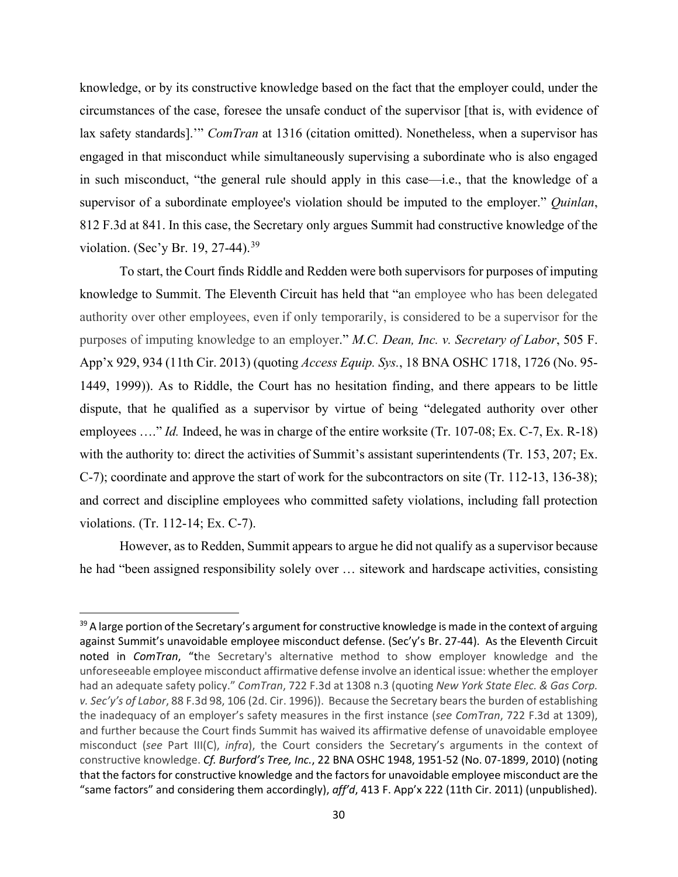knowledge, or by its constructive knowledge based on the fact that the employer could, under the circumstances of the case, foresee the unsafe conduct of the supervisor [that is, with evidence of lax safety standards].'" *ComTran* at 1316 (citation omitted). Nonetheless, when a supervisor has engaged in that misconduct while simultaneously supervising a subordinate who is also engaged in such misconduct, "the general rule should apply in this case—i.e., that the knowledge of a supervisor of a subordinate employee's violation should be imputed to the employer." *Quinlan*, 812 F.3d at 841. In this case, the Secretary only argues Summit had constructive knowledge of the violation. (Sec'y Br. 19, 27-44).[39]

To start, the Court finds Riddle and Redden were both supervisors for purposes of imputing knowledge to Summit. The Eleventh Circuit has held that "an employee who has been delegated authority over other employees, even if only temporarily, is considered to be a supervisor for the purposes of imputing knowledge to an employer." *M.C. Dean, Inc. v. Secretary of Labor*, 505 F. App'x 929, 934 (11th Cir. 2013) (quoting *Access Equip. Sys.*, 18 BNA OSHC 1718, 1726 (No. 95-1449, 1999)). As to Riddle, the Court has no hesitation finding, and there appears to be little dispute, that he qualified as a supervisor by virtue of being "delegated authority over other employees …." *Id.* Indeed, he was in charge of the entire worksite (Tr. 107-08; Ex. C-7, Ex. R-18) with the authority to: direct the activities of Summit's assistant superintendents (Tr. 153, 207; Ex. C-7); coordinate and approve the start of work for the subcontractors on site (Tr. 112-13, 136-38); and correct and discipline employees who committed safety violations, including fall protection violations. (Tr. 112-14; Ex. C-7).

However, as to Redden, Summit appears to argue he did not qualify as a supervisor because he had "been assigned responsibility solely over … sitework and hardscape activities, consisting

---

[39] A large portion of the Secretary's argument for constructive knowledge is made in the context of arguing against Summit's unavoidable employee misconduct defense. (Sec'y's Br. 27-44). As the Eleventh Circuit noted in *ComTran*, "the Secretary's alternative method to show employer knowledge and the unforeseeable employee misconduct affirmative defense involve an identical issue: whether the employer had an adequate safety policy." *ComTran*, 722 F.3d at 1308 n.3 (quoting *New York State Elec. & Gas Corp. v. Sec'y's of Labor*, 88 F.3d 98, 106 (2d. Cir. 1996)). Because the Secretary bears the burden of establishing the inadequacy of an employer's safety measures in the first instance (*see ComTran*, 722 F.3d at 1309), and further because the Court finds Summit has waived its affirmative defense of unavoidable employee misconduct (*see* Part III(C), *infra*), the Court considers the Secretary's arguments in the context of constructive knowledge. *Cf. Burford's Tree, Inc.*, 22 BNA OSHC 1948, 1951-52 (No. 07-1899, 2010) (noting that the factors for constructive knowledge and the factors for unavoidable employee misconduct are the "same factors" and considering them accordingly), *aff'd*, 413 F. App'x 222 (11th Cir. 2011) (unpublished).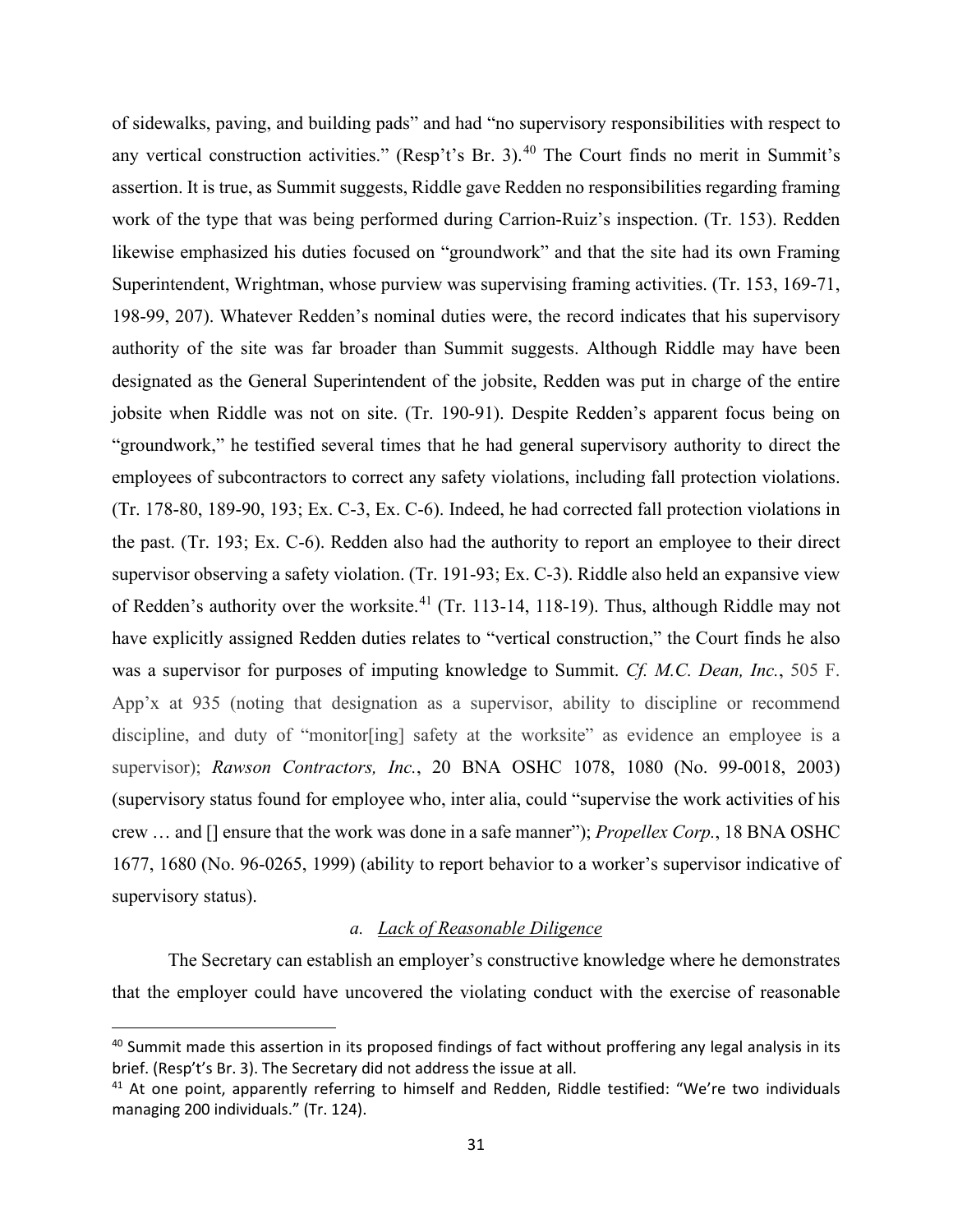of sidewalks, paving, and building pads" and had "no supervisory responsibilities with respect to any vertical construction activities." (Resp't's Br. 3).[40] The Court finds no merit in Summit's assertion. It is true, as Summit suggests, Riddle gave Redden no responsibilities regarding framing work of the type that was being performed during Carrion-Ruiz's inspection. (Tr. 153). Redden likewise emphasized his duties focused on "groundwork" and that the site had its own Framing Superintendent, Wrightman, whose purview was supervising framing activities. (Tr. 153, 169-71, 198-99, 207). Whatever Redden's nominal duties were, the record indicates that his supervisory authority of the site was far broader than Summit suggests. Although Riddle may have been designated as the General Superintendent of the jobsite, Redden was put in charge of the entire jobsite when Riddle was not on site. (Tr. 190-91). Despite Redden's apparent focus being on "groundwork," he testified several times that he had general supervisory authority to direct the employees of subcontractors to correct any safety violations, including fall protection violations. (Tr. 178-80, 189-90, 193; Ex. C-3, Ex. C-6). Indeed, he had corrected fall protection violations in the past. (Tr. 193; Ex. C-6). Redden also had the authority to report an employee to their direct supervisor observing a safety violation. (Tr. 191-93; Ex. C-3). Riddle also held an expansive view of Redden's authority over the worksite.[41] (Tr. 113-14, 118-19). Thus, although Riddle may not have explicitly assigned Redden duties relates to "vertical construction," the Court finds he also was a supervisor for purposes of imputing knowledge to Summit. *Cf. M.C. Dean, Inc.*, 505 F. App'x at 935 (noting that designation as a supervisor, ability to discipline or recommend discipline, and duty of "monitor[ing] safety at the worksite" as evidence an employee is a supervisor); *Rawson Contractors, Inc.*, 20 BNA OSHC 1078, 1080 (No. 99-0018, 2003) (supervisory status found for employee who, inter alia, could "supervise the work activities of his crew … and [] ensure that the work was done in a safe manner"); *Propellex Corp.*, 18 BNA OSHC 1677, 1680 (No. 96-0265, 1999) (ability to report behavior to a worker's supervisor indicative of supervisory status).

### a. Lack of Reasonable Diligence

The Secretary can establish an employer's constructive knowledge where he demonstrates that the employer could have uncovered the violating conduct with the exercise of reasonable

---

[40] Summit made this assertion in its proposed findings of fact without proffering any legal analysis in its brief. (Resp't's Br. 3). The Secretary did not address the issue at all.

[41] At one point, apparently referring to himself and Redden, Riddle testified: "We're two individuals managing 200 individuals." (Tr. 124).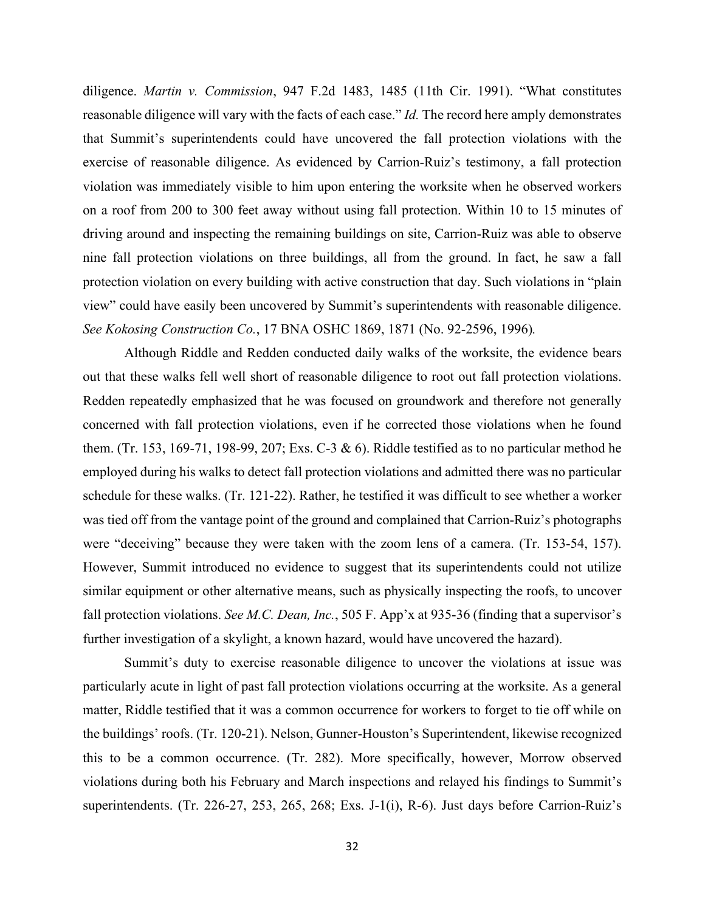diligence. *Martin v. Commission*, 947 F.2d 1483, 1485 (11th Cir. 1991). "What constitutes reasonable diligence will vary with the facts of each case." *Id.* The record here amply demonstrates that Summit's superintendents could have uncovered the fall protection violations with the exercise of reasonable diligence. As evidenced by Carrion-Ruiz's testimony, a fall protection violation was immediately visible to him upon entering the worksite when he observed workers on a roof from 200 to 300 feet away without using fall protection. Within 10 to 15 minutes of driving around and inspecting the remaining buildings on site, Carrion-Ruiz was able to observe nine fall protection violations on three buildings, all from the ground. In fact, he saw a fall protection violation on every building with active construction that day. Such violations in "plain view" could have easily been uncovered by Summit's superintendents with reasonable diligence. *See Kokosing Construction Co.*, 17 BNA OSHC 1869, 1871 (No. 92-2596, 1996).

Although Riddle and Redden conducted daily walks of the worksite, the evidence bears out that these walks fell well short of reasonable diligence to root out fall protection violations. Redden repeatedly emphasized that he was focused on groundwork and therefore not generally concerned with fall protection violations, even if he corrected those violations when he found them. (Tr. 153, 169-71, 198-99, 207; Exs. C-3 & 6). Riddle testified as to no particular method he employed during his walks to detect fall protection violations and admitted there was no particular schedule for these walks. (Tr. 121-22). Rather, he testified it was difficult to see whether a worker was tied off from the vantage point of the ground and complained that Carrion-Ruiz's photographs were "deceiving" because they were taken with the zoom lens of a camera. (Tr. 153-54, 157). However, Summit introduced no evidence to suggest that its superintendents could not utilize similar equipment or other alternative means, such as physically inspecting the roofs, to uncover fall protection violations. *See M.C. Dean, Inc.*, 505 F. App'x at 935-36 (finding that a supervisor's further investigation of a skylight, a known hazard, would have uncovered the hazard).

Summit's duty to exercise reasonable diligence to uncover the violations at issue was particularly acute in light of past fall protection violations occurring at the worksite. As a general matter, Riddle testified that it was a common occurrence for workers to forget to tie off while on the buildings' roofs. (Tr. 120-21). Nelson, Gunner-Houston's Superintendent, likewise recognized this to be a common occurrence. (Tr. 282). More specifically, however, Morrow observed violations during both his February and March inspections and relayed his findings to Summit's superintendents. (Tr. 226-27, 253, 265, 268; Exs. J-1(i), R-6). Just days before Carrion-Ruiz's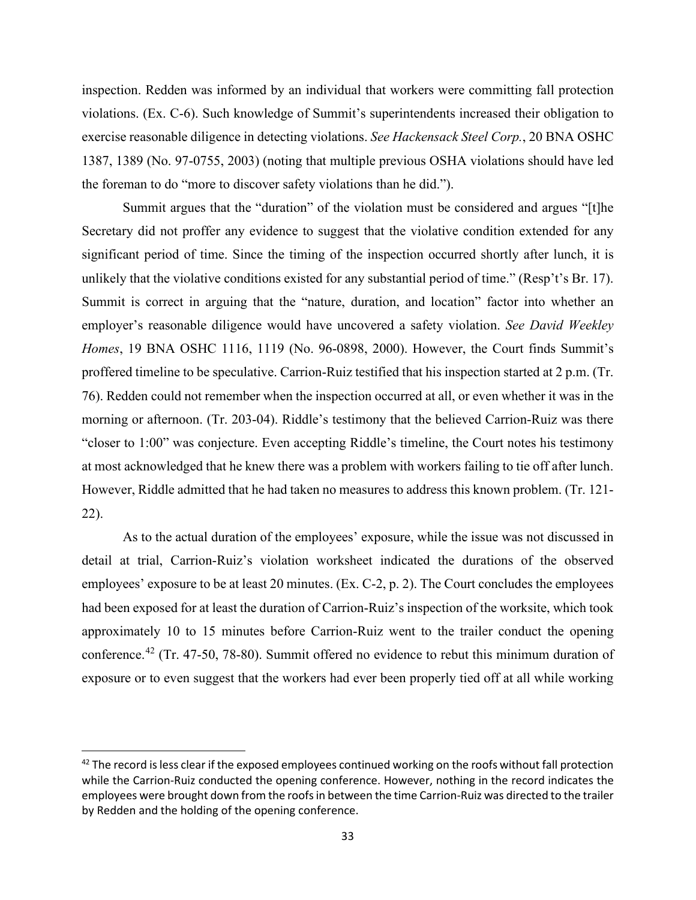inspection. Redden was informed by an individual that workers were committing fall protection violations. (Ex. C-6). Such knowledge of Summit's superintendents increased their obligation to exercise reasonable diligence in detecting violations. *See Hackensack Steel Corp.*, 20 BNA OSHC 1387, 1389 (No. 97-0755, 2003) (noting that multiple previous OSHA violations should have led the foreman to do "more to discover safety violations than he did.").

Summit argues that the "duration" of the violation must be considered and argues "[t]he Secretary did not proffer any evidence to suggest that the violative condition extended for any significant period of time. Since the timing of the inspection occurred shortly after lunch, it is unlikely that the violative conditions existed for any substantial period of time." (Resp't's Br. 17). Summit is correct in arguing that the "nature, duration, and location" factor into whether an employer's reasonable diligence would have uncovered a safety violation. *See David Weekley Homes*, 19 BNA OSHC 1116, 1119 (No. 96-0898, 2000). However, the Court finds Summit's proffered timeline to be speculative. Carrion-Ruiz testified that his inspection started at 2 p.m. (Tr. 76). Redden could not remember when the inspection occurred at all, or even whether it was in the morning or afternoon. (Tr. 203-04). Riddle's testimony that the believed Carrion-Ruiz was there "closer to 1:00" was conjecture. Even accepting Riddle's timeline, the Court notes his testimony at most acknowledged that he knew there was a problem with workers failing to tie off after lunch. However, Riddle admitted that he had taken no measures to address this known problem. (Tr. 121-22).

As to the actual duration of the employees' exposure, while the issue was not discussed in detail at trial, Carrion-Ruiz's violation worksheet indicated the durations of the observed employees' exposure to be at least 20 minutes. (Ex. C-2, p. 2). The Court concludes the employees had been exposed for at least the duration of Carrion-Ruiz's inspection of the worksite, which took approximately 10 to 15 minutes before Carrion-Ruiz went to the trailer conduct the opening conference.[42] (Tr. 47-50, 78-80). Summit offered no evidence to rebut this minimum duration of exposure or to even suggest that the workers had ever been properly tied off at all while working

[42] The record is less clear if the exposed employees continued working on the roofs without fall protection while the Carrion-Ruiz conducted the opening conference. However, nothing in the record indicates the employees were brought down from the roofs in between the time Carrion-Ruiz was directed to the trailer by Redden and the holding of the opening conference.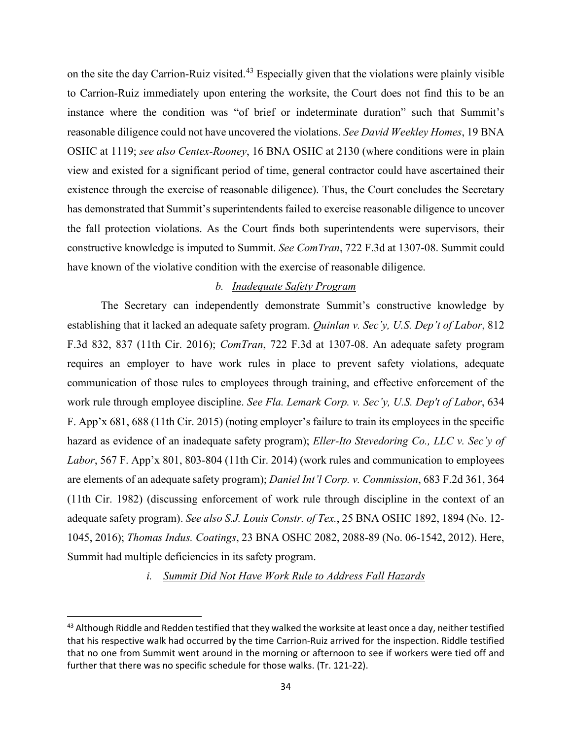on the site the day Carrion-Ruiz visited.[43] Especially given that the violations were plainly visible to Carrion-Ruiz immediately upon entering the worksite, the Court does not find this to be an instance where the condition was "of brief or indeterminate duration" such that Summit's reasonable diligence could not have uncovered the violations. *See David Weekley Homes*, 19 BNA OSHC at 1119; *see also Centex-Rooney*, 16 BNA OSHC at 2130 (where conditions were in plain view and existed for a significant period of time, general contractor could have ascertained their existence through the exercise of reasonable diligence). Thus, the Court concludes the Secretary has demonstrated that Summit's superintendents failed to exercise reasonable diligence to uncover the fall protection violations. As the Court finds both superintendents were supervisors, their constructive knowledge is imputed to Summit. *See ComTran*, 722 F.3d at 1307-08. Summit could have known of the violative condition with the exercise of reasonable diligence.

*b. Inadequate Safety Program*

The Secretary can independently demonstrate Summit's constructive knowledge by establishing that it lacked an adequate safety program. *Quinlan v. Sec'y, U.S. Dep't of Labor*, 812 F.3d 832, 837 (11th Cir. 2016); *ComTran*, 722 F.3d at 1307-08. An adequate safety program requires an employer to have work rules in place to prevent safety violations, adequate communication of those rules to employees through training, and effective enforcement of the work rule through employee discipline. *See Fla. Lemark Corp. v. Sec'y, U.S. Dep't of Labor*, 634 F. App'x 681, 688 (11th Cir. 2015) (noting employer's failure to train its employees in the specific hazard as evidence of an inadequate safety program); *Eller-Ito Stevedoring Co., LLC v. Sec'y of Labor*, 567 F. App'x 801, 803-804 (11th Cir. 2014) (work rules and communication to employees are elements of an adequate safety program); *Daniel Int'l Corp. v. Commission*, 683 F.2d 361, 364 (11th Cir. 1982) (discussing enforcement of work rule through discipline in the context of an adequate safety program). *See also S.J. Louis Constr. of Tex.*, 25 BNA OSHC 1892, 1894 (No. 12-1045, 2016); *Thomas Indus. Coatings*, 23 BNA OSHC 2082, 2088-89 (No. 06-1542, 2012). Here, Summit had multiple deficiencies in its safety program.

*i. Summit Did Not Have Work Rule to Address Fall Hazards*

---

[43] Although Riddle and Redden testified that they walked the worksite at least once a day, neither testified that his respective walk had occurred by the time Carrion-Ruiz arrived for the inspection. Riddle testified that no one from Summit went around in the morning or afternoon to see if workers were tied off and further that there was no specific schedule for those walks. (Tr. 121-22).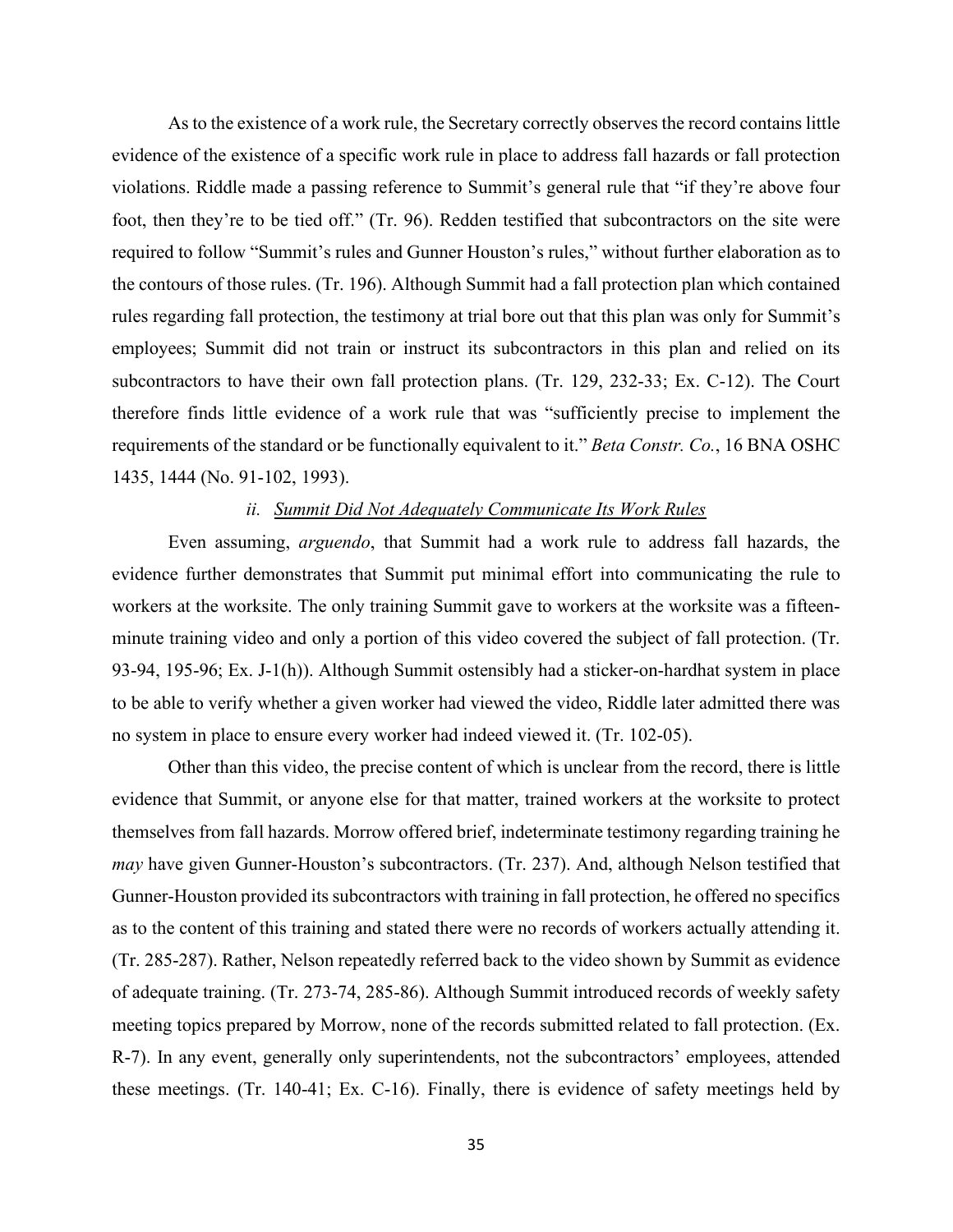As to the existence of a work rule, the Secretary correctly observes the record contains little evidence of the existence of a specific work rule in place to address fall hazards or fall protection violations. Riddle made a passing reference to Summit's general rule that "if they're above four foot, then they're to be tied off." (Tr. 96). Redden testified that subcontractors on the site were required to follow "Summit's rules and Gunner Houston's rules," without further elaboration as to the contours of those rules. (Tr. 196). Although Summit had a fall protection plan which contained rules regarding fall protection, the testimony at trial bore out that this plan was only for Summit's employees; Summit did not train or instruct its subcontractors in this plan and relied on its subcontractors to have their own fall protection plans. (Tr. 129, 232-33; Ex. C-12). The Court therefore finds little evidence of a work rule that was "sufficiently precise to implement the requirements of the standard or be functionally equivalent to it." *Beta Constr. Co.*, 16 BNA OSHC 1435, 1444 (No. 91-102, 1993).

*ii. Summit Did Not Adequately Communicate Its Work Rules*

Even assuming, *arguendo*, that Summit had a work rule to address fall hazards, the evidence further demonstrates that Summit put minimal effort into communicating the rule to workers at the worksite. The only training Summit gave to workers at the worksite was a fifteen-minute training video and only a portion of this video covered the subject of fall protection. (Tr. 93-94, 195-96; Ex. J-1(h)). Although Summit ostensibly had a sticker-on-hardhat system in place to be able to verify whether a given worker had viewed the video, Riddle later admitted there was no system in place to ensure every worker had indeed viewed it. (Tr. 102-05).

Other than this video, the precise content of which is unclear from the record, there is little evidence that Summit, or anyone else for that matter, trained workers at the worksite to protect themselves from fall hazards. Morrow offered brief, indeterminate testimony regarding training he *may* have given Gunner-Houston's subcontractors. (Tr. 237). And, although Nelson testified that Gunner-Houston provided its subcontractors with training in fall protection, he offered no specifics as to the content of this training and stated there were no records of workers actually attending it. (Tr. 285-287). Rather, Nelson repeatedly referred back to the video shown by Summit as evidence of adequate training. (Tr. 273-74, 285-86). Although Summit introduced records of weekly safety meeting topics prepared by Morrow, none of the records submitted related to fall protection. (Ex. R-7). In any event, generally only superintendents, not the subcontractors' employees, attended these meetings. (Tr. 140-41; Ex. C-16). Finally, there is evidence of safety meetings held by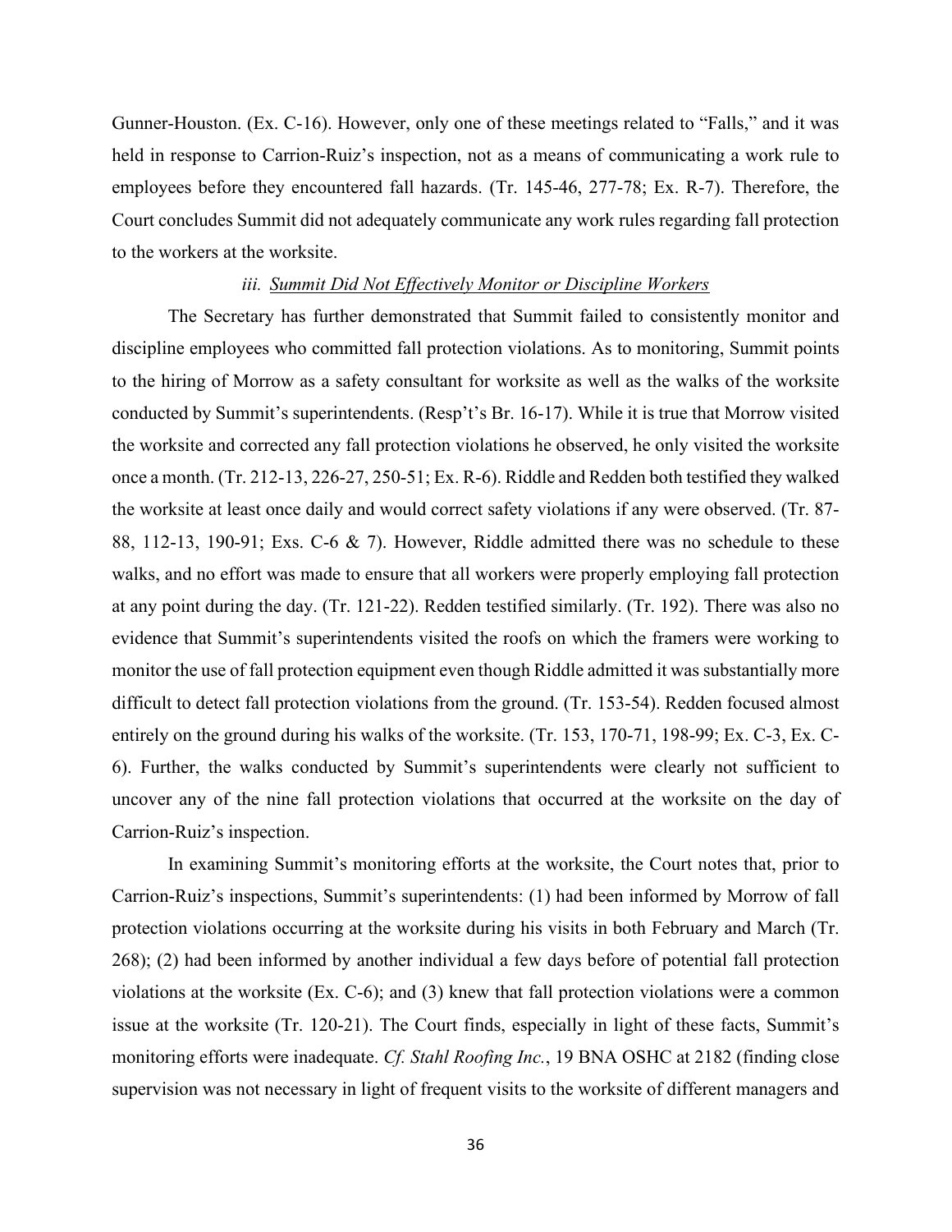Gunner-Houston. (Ex. C-16). However, only one of these meetings related to "Falls," and it was held in response to Carrion-Ruiz's inspection, not as a means of communicating a work rule to employees before they encountered fall hazards. (Tr. 145-46, 277-78; Ex. R-7). Therefore, the Court concludes Summit did not adequately communicate any work rules regarding fall protection to the workers at the worksite.

*iii. Summit Did Not Effectively Monitor or Discipline Workers*

The Secretary has further demonstrated that Summit failed to consistently monitor and discipline employees who committed fall protection violations. As to monitoring, Summit points to the hiring of Morrow as a safety consultant for worksite as well as the walks of the worksite conducted by Summit's superintendents. (Resp't's Br. 16-17). While it is true that Morrow visited the worksite and corrected any fall protection violations he observed, he only visited the worksite once a month. (Tr. 212-13, 226-27, 250-51; Ex. R-6). Riddle and Redden both testified they walked the worksite at least once daily and would correct safety violations if any were observed. (Tr. 87-88, 112-13, 190-91; Exs. C-6 & 7). However, Riddle admitted there was no schedule to these walks, and no effort was made to ensure that all workers were properly employing fall protection at any point during the day. (Tr. 121-22). Redden testified similarly. (Tr. 192). There was also no evidence that Summit's superintendents visited the roofs on which the framers were working to monitor the use of fall protection equipment even though Riddle admitted it was substantially more difficult to detect fall protection violations from the ground. (Tr. 153-54). Redden focused almost entirely on the ground during his walks of the worksite. (Tr. 153, 170-71, 198-99; Ex. C-3, Ex. C-6). Further, the walks conducted by Summit's superintendents were clearly not sufficient to uncover any of the nine fall protection violations that occurred at the worksite on the day of Carrion-Ruiz's inspection.

In examining Summit's monitoring efforts at the worksite, the Court notes that, prior to Carrion-Ruiz's inspections, Summit's superintendents: (1) had been informed by Morrow of fall protection violations occurring at the worksite during his visits in both February and March (Tr. 268); (2) had been informed by another individual a few days before of potential fall protection violations at the worksite (Ex. C-6); and (3) knew that fall protection violations were a common issue at the worksite (Tr. 120-21). The Court finds, especially in light of these facts, Summit's monitoring efforts were inadequate. *Cf. Stahl Roofing Inc.*, 19 BNA OSHC at 2182 (finding close supervision was not necessary in light of frequent visits to the worksite of different managers and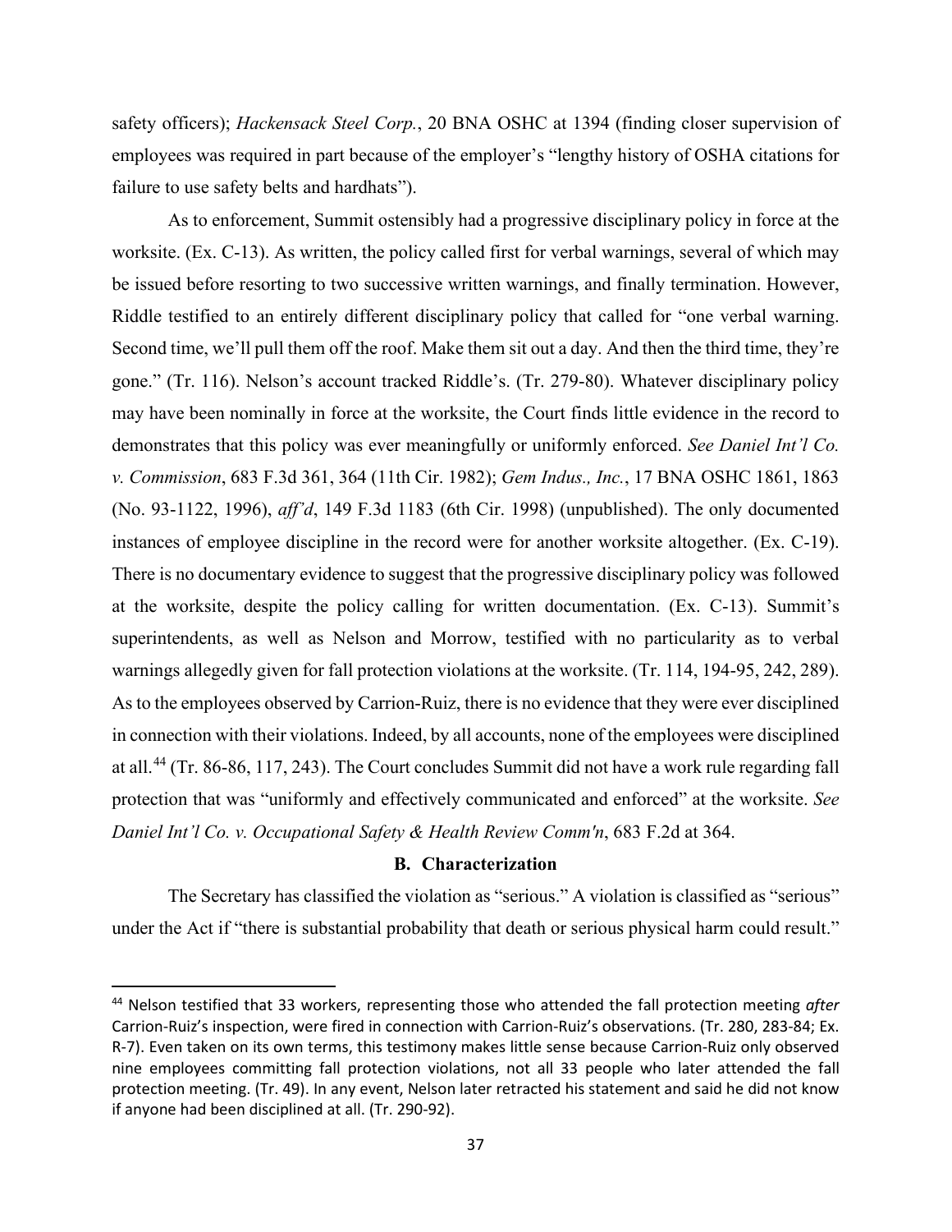safety officers); *Hackensack Steel Corp.*, 20 BNA OSHC at 1394 (finding closer supervision of employees was required in part because of the employer's "lengthy history of OSHA citations for failure to use safety belts and hardhats").

As to enforcement, Summit ostensibly had a progressive disciplinary policy in force at the worksite. (Ex. C-13). As written, the policy called first for verbal warnings, several of which may be issued before resorting to two successive written warnings, and finally termination. However, Riddle testified to an entirely different disciplinary policy that called for "one verbal warning. Second time, we'll pull them off the roof. Make them sit out a day. And then the third time, they're gone." (Tr. 116). Nelson's account tracked Riddle's. (Tr. 279-80). Whatever disciplinary policy may have been nominally in force at the worksite, the Court finds little evidence in the record to demonstrates that this policy was ever meaningfully or uniformly enforced. *See Daniel Int'l Co. v. Commission*, 683 F.3d 361, 364 (11th Cir. 1982); *Gem Indus., Inc.*, 17 BNA OSHC 1861, 1863 (No. 93-1122, 1996), *aff'd*, 149 F.3d 1183 (6th Cir. 1998) (unpublished). The only documented instances of employee discipline in the record were for another worksite altogether. (Ex. C-19). There is no documentary evidence to suggest that the progressive disciplinary policy was followed at the worksite, despite the policy calling for written documentation. (Ex. C-13). Summit's superintendents, as well as Nelson and Morrow, testified with no particularity as to verbal warnings allegedly given for fall protection violations at the worksite. (Tr. 114, 194-95, 242, 289). As to the employees observed by Carrion-Ruiz, there is no evidence that they were ever disciplined in connection with their violations. Indeed, by all accounts, none of the employees were disciplined at all.[44] (Tr. 86-86, 117, 243). The Court concludes Summit did not have a work rule regarding fall protection that was "uniformly and effectively communicated and enforced" at the worksite. *See Daniel Int'l Co. v. Occupational Safety & Health Review Comm'n*, 683 F.2d at 364.

### B. Characterization

The Secretary has classified the violation as "serious." A violation is classified as "serious" under the Act if "there is substantial probability that death or serious physical harm could result."

---

[44] Nelson testified that 33 workers, representing those who attended the fall protection meeting *after* Carrion-Ruiz's inspection, were fired in connection with Carrion-Ruiz's observations. (Tr. 280, 283-84; Ex. R-7). Even taken on its own terms, this testimony makes little sense because Carrion-Ruiz only observed nine employees committing fall protection violations, not all 33 people who later attended the fall protection meeting. (Tr. 49). In any event, Nelson later retracted his statement and said he did not know if anyone had been disciplined at all. (Tr. 290-92).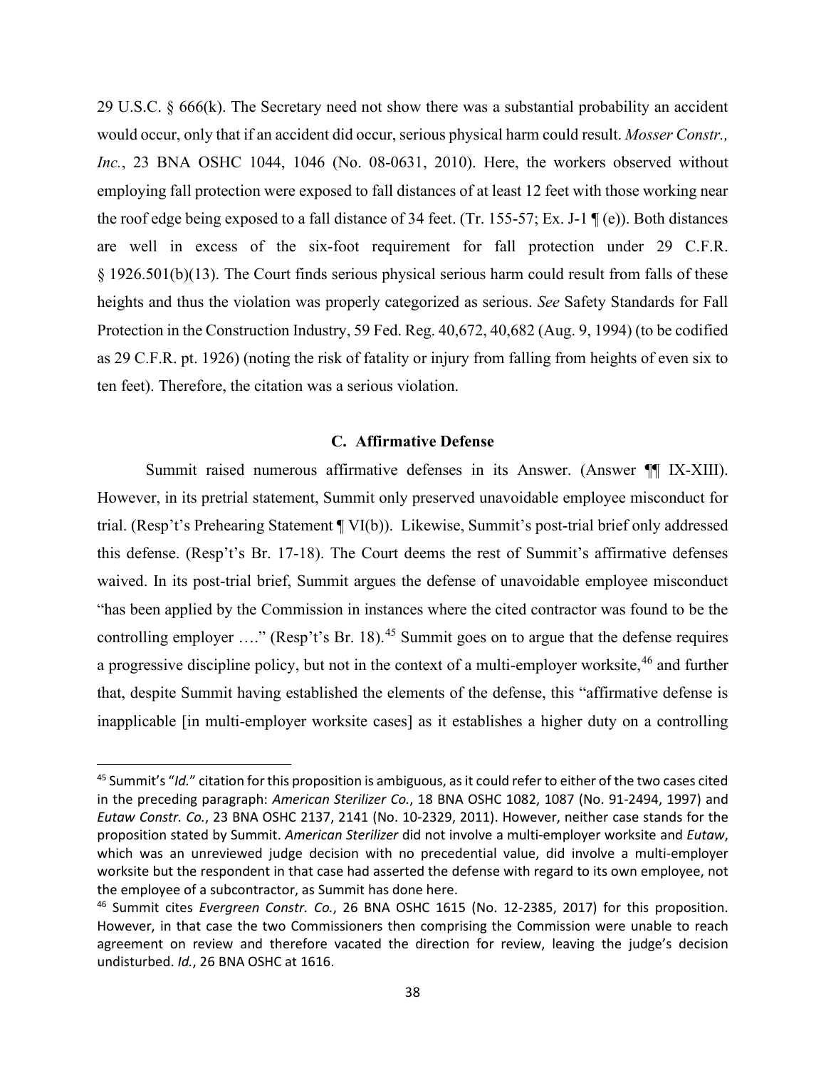29 U.S.C. § 666(k). The Secretary need not show there was a substantial probability an accident would occur, only that if an accident did occur, serious physical harm could result. *Mosser Constr., Inc.*, 23 BNA OSHC 1044, 1046 (No. 08-0631, 2010). Here, the workers observed without employing fall protection were exposed to fall distances of at least 12 feet with those working near the roof edge being exposed to a fall distance of 34 feet. (Tr. 155-57; Ex. J-1 ¶ (e)). Both distances are well in excess of the six-foot requirement for fall protection under 29 C.F.R. § 1926.501(b)(13). The Court finds serious physical serious harm could result from falls of these heights and thus the violation was properly categorized as serious. *See* Safety Standards for Fall Protection in the Construction Industry, 59 Fed. Reg. 40,672, 40,682 (Aug. 9, 1994) (to be codified as 29 C.F.R. pt. 1926) (noting the risk of fatality or injury from falling from heights of even six to ten feet). Therefore, the citation was a serious violation.

### C. Affirmative Defense

Summit raised numerous affirmative defenses in its Answer. (Answer ¶¶ IX-XIII). However, in its pretrial statement, Summit only preserved unavoidable employee misconduct for trial. (Resp't's Prehearing Statement ¶ VI(b)). Likewise, Summit's post-trial brief only addressed this defense. (Resp't's Br. 17-18). The Court deems the rest of Summit's affirmative defenses waived. In its post-trial brief, Summit argues the defense of unavoidable employee misconduct "has been applied by the Commission in instances where the cited contractor was found to be the controlling employer …." (Resp't's Br. 18).[45] Summit goes on to argue that the defense requires a progressive discipline policy, but not in the context of a multi-employer worksite,[46] and further that, despite Summit having established the elements of the defense, this "affirmative defense is inapplicable [in multi-employer worksite cases] as it establishes a higher duty on a controlling

---

[45] Summit's "*Id.*" citation for this proposition is ambiguous, as it could refer to either of the two cases cited in the preceding paragraph: *American Sterilizer Co.*, 18 BNA OSHC 1082, 1087 (No. 91-2494, 1997) and *Eutaw Constr. Co.*, 23 BNA OSHC 2137, 2141 (No. 10-2329, 2011). However, neither case stands for the proposition stated by Summit. *American Sterilizer* did not involve a multi-employer worksite and *Eutaw*, which was an unreviewed judge decision with no precedential value, did involve a multi-employer worksite but the respondent in that case had asserted the defense with regard to its own employee, not the employee of a subcontractor, as Summit has done here.

[46] Summit cites *Evergreen Constr. Co.*, 26 BNA OSHC 1615 (No. 12-2385, 2017) for this proposition. However, in that case the two Commissioners then comprising the Commission were unable to reach agreement on review and therefore vacated the direction for review, leaving the judge's decision undisturbed. *Id.*, 26 BNA OSHC at 1616.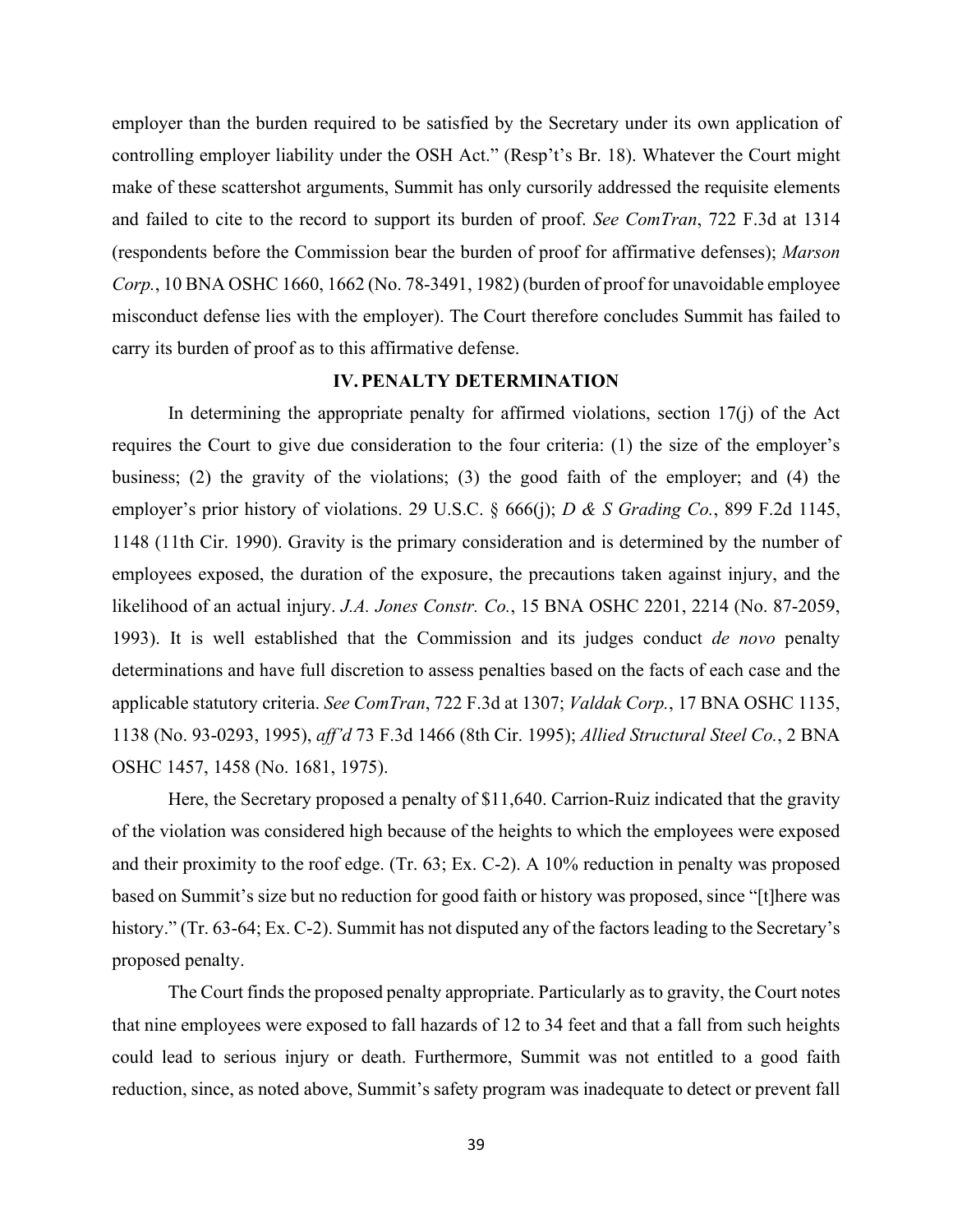employer than the burden required to be satisfied by the Secretary under its own application of controlling employer liability under the OSH Act." (Resp't's Br. 18). Whatever the Court might make of these scattershot arguments, Summit has only cursorily addressed the requisite elements and failed to cite to the record to support its burden of proof. *See ComTran*, 722 F.3d at 1314 (respondents before the Commission bear the burden of proof for affirmative defenses); *Marson Corp.*, 10 BNA OSHC 1660, 1662 (No. 78-3491, 1982) (burden of proof for unavoidable employee misconduct defense lies with the employer). The Court therefore concludes Summit has failed to carry its burden of proof as to this affirmative defense.

## IV. PENALTY DETERMINATION

In determining the appropriate penalty for affirmed violations, section 17(j) of the Act requires the Court to give due consideration to the four criteria: (1) the size of the employer's business; (2) the gravity of the violations; (3) the good faith of the employer; and (4) the employer's prior history of violations. 29 U.S.C. § 666(j); *D & S Grading Co.*, 899 F.2d 1145, 1148 (11th Cir. 1990). Gravity is the primary consideration and is determined by the number of employees exposed, the duration of the exposure, the precautions taken against injury, and the likelihood of an actual injury. *J.A. Jones Constr. Co.*, 15 BNA OSHC 2201, 2214 (No. 87-2059, 1993). It is well established that the Commission and its judges conduct *de novo* penalty determinations and have full discretion to assess penalties based on the facts of each case and the applicable statutory criteria. *See ComTran*, 722 F.3d at 1307; *Valdak Corp.*, 17 BNA OSHC 1135, 1138 (No. 93-0293, 1995), *aff'd* 73 F.3d 1466 (8th Cir. 1995); *Allied Structural Steel Co.*, 2 BNA OSHC 1457, 1458 (No. 1681, 1975).

Here, the Secretary proposed a penalty of $11,640. Carrion-Ruiz indicated that the gravity of the violation was considered high because of the heights to which the employees were exposed and their proximity to the roof edge. (Tr. 63; Ex. C-2). A 10% reduction in penalty was proposed based on Summit's size but no reduction for good faith or history was proposed, since "[t]here was history." (Tr. 63-64; Ex. C-2). Summit has not disputed any of the factors leading to the Secretary's proposed penalty.

The Court finds the proposed penalty appropriate. Particularly as to gravity, the Court notes that nine employees were exposed to fall hazards of 12 to 34 feet and that a fall from such heights could lead to serious injury or death. Furthermore, Summit was not entitled to a good faith reduction, since, as noted above, Summit's safety program was inadequate to detect or prevent fall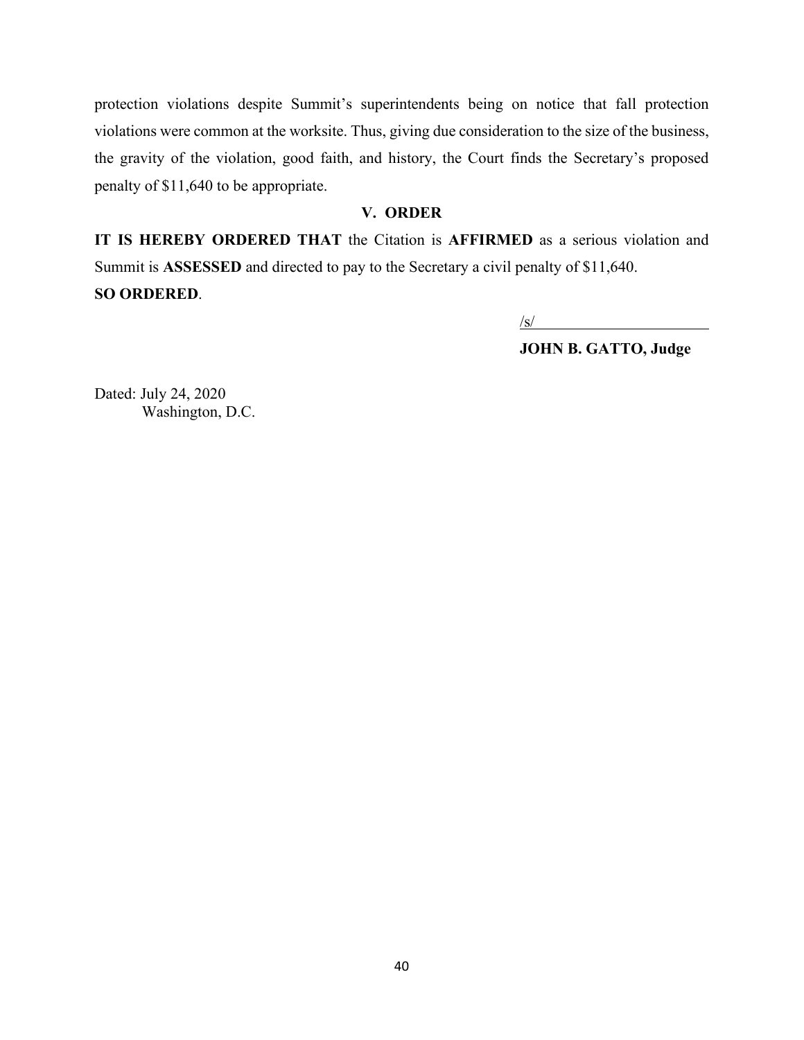protection violations despite Summit's superintendents being on notice that fall protection violations were common at the worksite. Thus, giving due consideration to the size of the business, the gravity of the violation, good faith, and history, the Court finds the Secretary's proposed penalty of $11,640 to be appropriate.

## V. ORDER

**IT IS HEREBY ORDERED THAT** the Citation is **AFFIRMED** as a serious violation and Summit is **ASSESSED** and directed to pay to the Secretary a civil penalty of $11,640.

**SO ORDERED**.

/s/

**JOHN B. GATTO, Judge**

Dated: July 24, 2020
Washington, D.C.